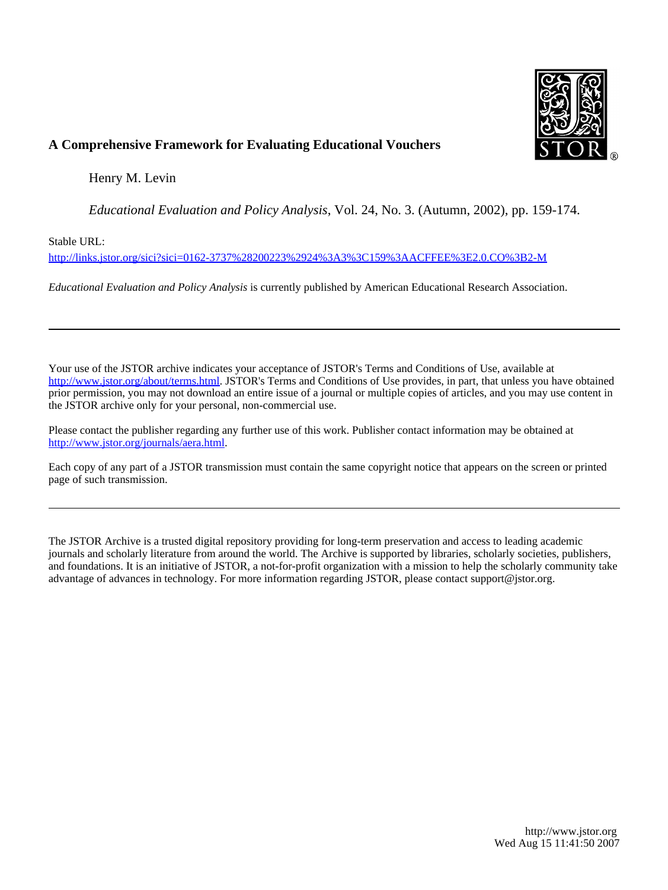**A Comprehensive Framework for Evaluating Educational Vouchers**

Henry M. Levin

*Educational Evaluation and Policy Analysis*, Vol. 24, No. 3. (Autumn, 2002), pp. 159-174.

Stable URL:

http://links.jstor.org/sici?sici=0162-3737%28200223%2924%3A3%3C159%3AACFFEE%3E2.0.CO%3B2-M

*Educational Evaluation and Policy Analysis* is currently published by American Educational Research Association.

---

Your use of the JSTOR archive indicates your acceptance of JSTOR's Terms and Conditions of Use, available at http://www.jstor.org/about/terms.html. JSTOR's Terms and Conditions of Use provides, in part, that unless you have obtained prior permission, you may not download an entire issue of a journal or multiple copies of articles, and you may use content in the JSTOR archive only for your personal, non-commercial use.

Please contact the publisher regarding any further use of this work. Publisher contact information may be obtained at http://www.jstor.org/journals/aera.html.

Each copy of any part of a JSTOR transmission must contain the same copyright notice that appears on the screen or printed page of such transmission.

---

The JSTOR Archive is a trusted digital repository providing for long-term preservation and access to leading academic journals and scholarly literature from around the world. The Archive is supported by libraries, scholarly societies, publishers, and foundations. It is an initiative of JSTOR, a not-for-profit organization with a mission to help the scholarly community take advantage of advances in technology. For more information regarding JSTOR, please contact support@jstor.org.

http://www.jstor.org
Wed Aug 15 11:41:50 2007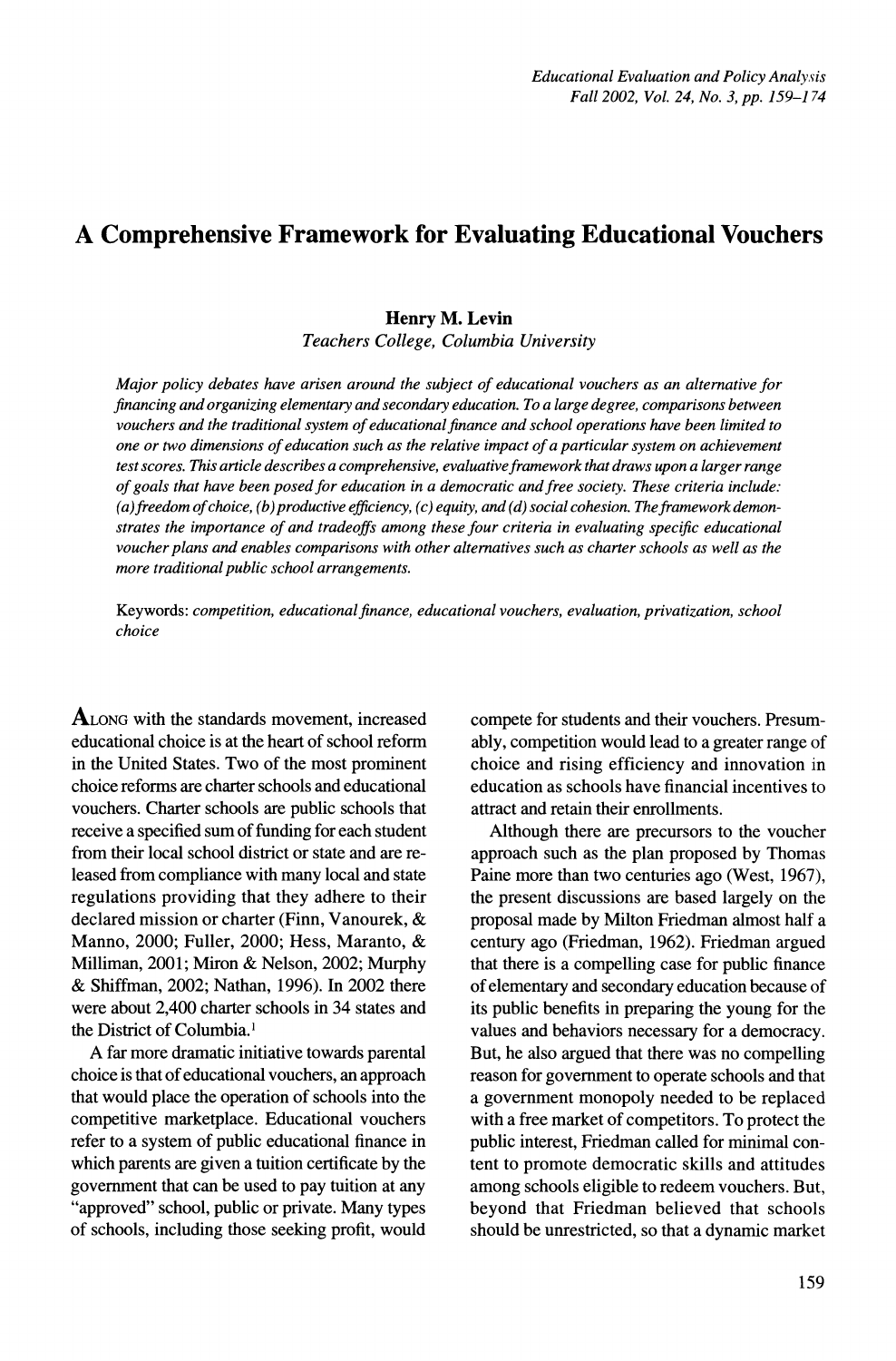# A Comprehensive Framework for Evaluating Educational Vouchers

**Henry M. Levin**
*Teachers College, Columbia University*

*Major policy debates have arisen around the subject of educational vouchers as an alternative for financing and organizing elementary and secondary education. To a large degree, comparisons between vouchers and the traditional system of educational finance and school operations have been limited to one or two dimensions of education such as the relative impact of a particular system on achievement test scores. This article describes a comprehensive, evaluative framework that draws upon a larger range of goals that have been posed for education in a democratic and free society. These criteria include: (a) freedom of choice, (b) productive efficiency, (c) equity, and (d) social cohesion. The framework demonstrates the importance of and tradeoffs among these four criteria in evaluating specific educational voucher plans and enables comparisons with other alternatives such as charter schools as well as the more traditional public school arrangements.*

Keywords: *competition, educational finance, educational vouchers, evaluation, privatization, school choice*

ALONG with the standards movement, increased educational choice is at the heart of school reform in the United States. Two of the most prominent choice reforms are charter schools and educational vouchers. Charter schools are public schools that receive a specified sum of funding for each student from their local school district or state and are released from compliance with many local and state regulations providing that they adhere to their declared mission or charter (Finn, Vanourek, & Manno, 2000; Fuller, 2000; Hess, Maranto, & Milliman, 2001; Miron & Nelson, 2002; Murphy & Shiffman, 2002; Nathan, 1996). In 2002 there were about 2,400 charter schools in 34 states and the District of Columbia.[1]

A far more dramatic initiative towards parental choice is that of educational vouchers, an approach that would place the operation of schools into the competitive marketplace. Educational vouchers refer to a system of public educational finance in which parents are given a tuition certificate by the government that can be used to pay tuition at any "approved" school, public or private. Many types of schools, including those seeking profit, would compete for students and their vouchers. Presumably, competition would lead to a greater range of choice and rising efficiency and innovation in education as schools have financial incentives to attract and retain their enrollments.

Although there are precursors to the voucher approach such as the plan proposed by Thomas Paine more than two centuries ago (West, 1967), the present discussions are based largely on the proposal made by Milton Friedman almost half a century ago (Friedman, 1962). Friedman argued that there is a compelling case for public finance of elementary and secondary education because of its public benefits in preparing the young for the values and behaviors necessary for a democracy. But, he also argued that there was no compelling reason for government to operate schools and that a government monopoly needed to be replaced with a free market of competitors. To protect the public interest, Friedman called for minimal content to promote democratic skills and attitudes among schools eligible to redeem vouchers. But, beyond that Friedman believed that schools should be unrestricted, so that a dynamic market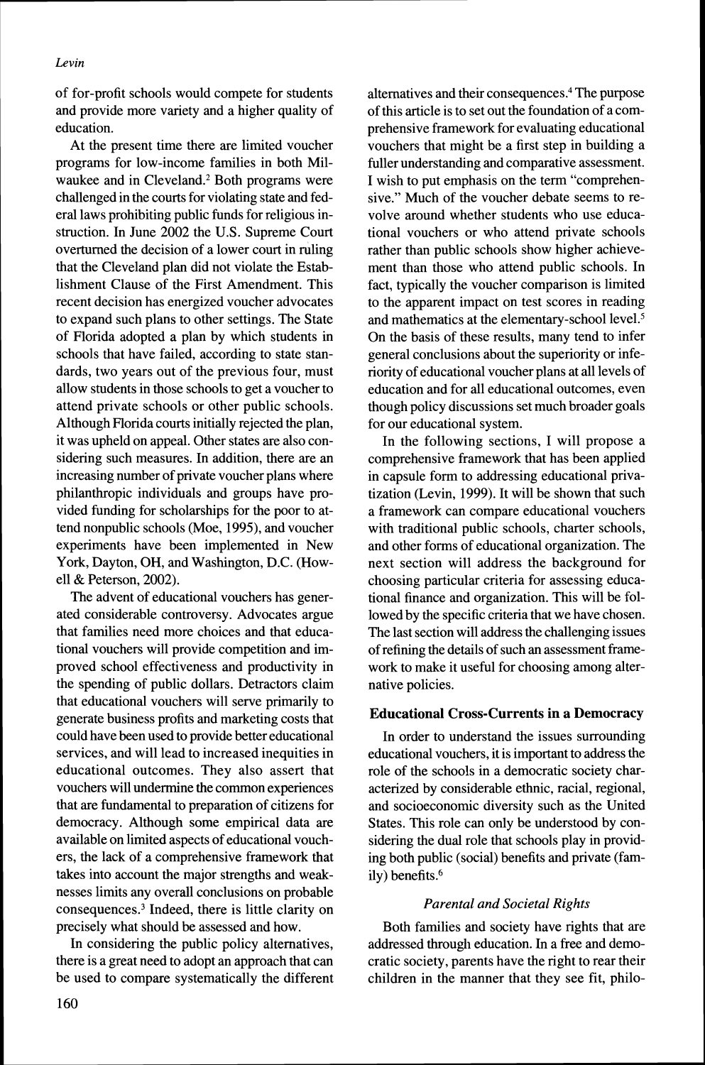of for-profit schools would compete for students and provide more variety and a higher quality of education.

At the present time there are limited voucher programs for low-income families in both Milwaukee and in Cleveland.[2] Both programs were challenged in the courts for violating state and federal laws prohibiting public funds for religious instruction. In June 2002 the U.S. Supreme Court overturned the decision of a lower court in ruling that the Cleveland plan did not violate the Establishment Clause of the First Amendment. This recent decision has energized voucher advocates to expand such plans to other settings. The State of Florida adopted a plan by which students in schools that have failed, according to state standards, two years out of the previous four, must allow students in those schools to get a voucher to attend private schools or other public schools. Although Florida courts initially rejected the plan, it was upheld on appeal. Other states are also considering such measures. In addition, there are an increasing number of private voucher plans where philanthropic individuals and groups have provided funding for scholarships for the poor to attend nonpublic schools (Moe, 1995), and voucher experiments have been implemented in New York, Dayton, OH, and Washington, D.C. (Howell & Peterson, 2002).

The advent of educational vouchers has generated considerable controversy. Advocates argue that families need more choices and that educational vouchers will provide competition and improved school effectiveness and productivity in the spending of public dollars. Detractors claim that educational vouchers will serve primarily to generate business profits and marketing costs that could have been used to provide better educational services, and will lead to increased inequities in educational outcomes. They also assert that vouchers will undermine the common experiences that are fundamental to preparation of citizens for democracy. Although some empirical data are available on limited aspects of educational vouchers, the lack of a comprehensive framework that takes into account the major strengths and weaknesses limits any overall conclusions on probable consequences.[3] Indeed, there is little clarity on precisely what should be assessed and how.

In considering the public policy alternatives, there is a great need to adopt an approach that can be used to compare systematically the different alternatives and their consequences.[4] The purpose of this article is to set out the foundation of a comprehensive framework for evaluating educational vouchers that might be a first step in building a fuller understanding and comparative assessment. I wish to put emphasis on the term "comprehensive." Much of the voucher debate seems to revolve around whether students who use educational vouchers or who attend private schools rather than public schools show higher achievement than those who attend public schools. In fact, typically the voucher comparison is limited to the apparent impact on test scores in reading and mathematics at the elementary-school level.[5] On the basis of these results, many tend to infer general conclusions about the superiority or inferiority of educational voucher plans at all levels of education and for all educational outcomes, even though policy discussions set much broader goals for our educational system.

In the following sections, I will propose a comprehensive framework that has been applied in capsule form to addressing educational privatization (Levin, 1999). It will be shown that such a framework can compare educational vouchers with traditional public schools, charter schools, and other forms of educational organization. The next section will address the background for choosing particular criteria for assessing educational finance and organization. This will be followed by the specific criteria that we have chosen. The last section will address the challenging issues of refining the details of such an assessment framework to make it useful for choosing among alternative policies.

## Educational Cross-Currents in a Democracy

In order to understand the issues surrounding educational vouchers, it is important to address the role of the schools in a democratic society characterized by considerable ethnic, racial, regional, and socioeconomic diversity such as the United States. This role can only be understood by considering the dual role that schools play in providing both public (social) benefits and private (family) benefits.[6]

### *Parental and Societal Rights*

Both families and society have rights that are addressed through education. In a free and democratic society, parents have the right to rear their children in the manner that they see fit, philo-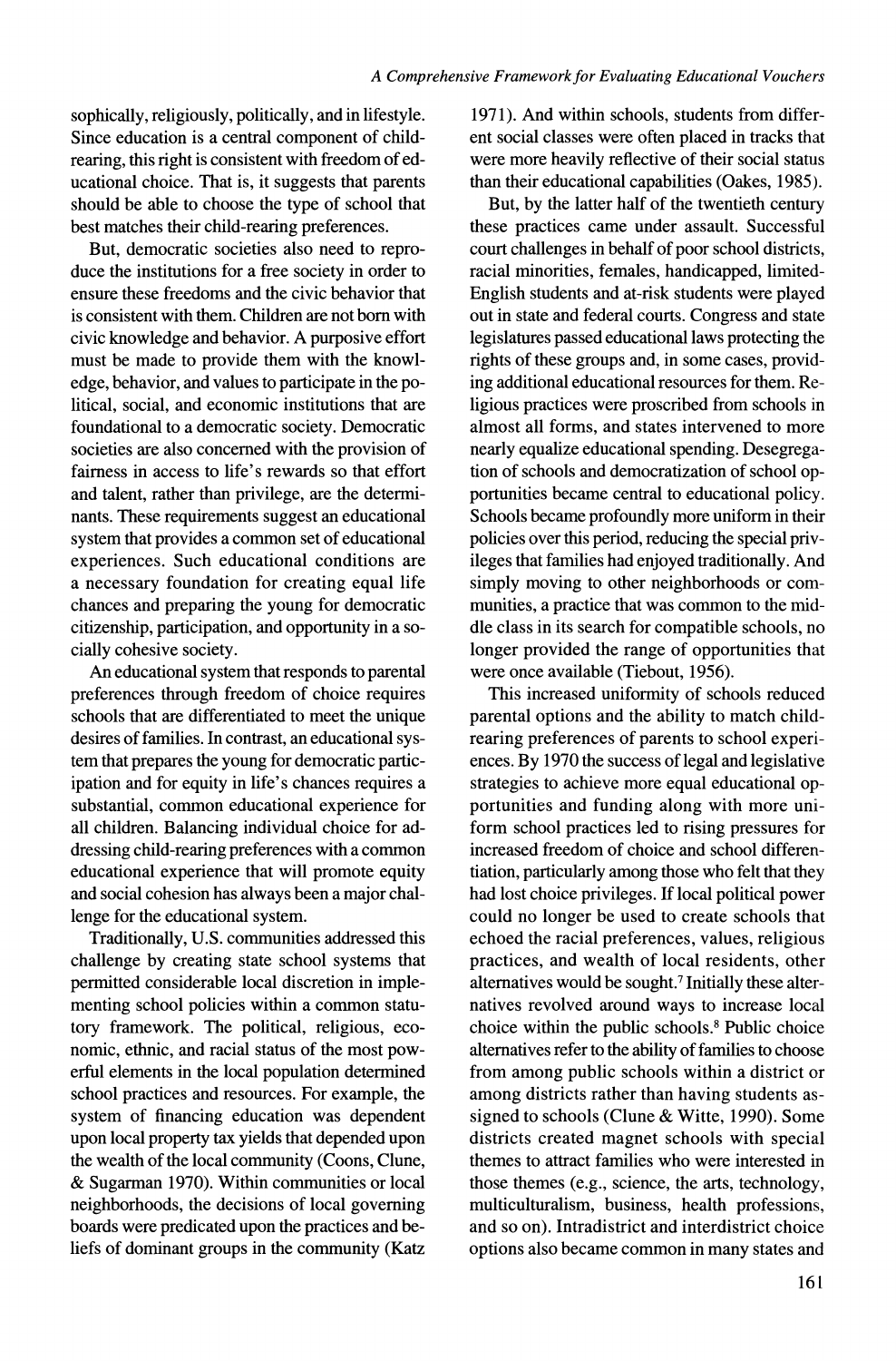sophically, religiously, politically, and in lifestyle. Since education is a central component of child-rearing, this right is consistent with freedom of educational choice. That is, it suggests that parents should be able to choose the type of school that best matches their child-rearing preferences.

But, democratic societies also need to reproduce the institutions for a free society in order to ensure these freedoms and the civic behavior that is consistent with them. Children are not born with civic knowledge and behavior. A purposive effort must be made to provide them with the knowledge, behavior, and values to participate in the political, social, and economic institutions that are foundational to a democratic society. Democratic societies are also concerned with the provision of fairness in access to life's rewards so that effort and talent, rather than privilege, are the determinants. These requirements suggest an educational system that provides a common set of educational experiences. Such educational conditions are a necessary foundation for creating equal life chances and preparing the young for democratic citizenship, participation, and opportunity in a socially cohesive society.

An educational system that responds to parental preferences through freedom of choice requires schools that are differentiated to meet the unique desires of families. In contrast, an educational system that prepares the young for democratic participation and for equity in life's chances requires a substantial, common educational experience for all children. Balancing individual choice for addressing child-rearing preferences with a common educational experience that will promote equity and social cohesion has always been a major challenge for the educational system.

Traditionally, U.S. communities addressed this challenge by creating state school systems that permitted considerable local discretion in implementing school policies within a common statutory framework. The political, religious, economic, ethnic, and racial status of the most powerful elements in the local population determined school practices and resources. For example, the system of financing education was dependent upon local property tax yields that depended upon the wealth of the local community (Coons, Clune, & Sugarman 1970). Within communities or local neighborhoods, the decisions of local governing boards were predicated upon the practices and beliefs of dominant groups in the community (Katz 1971). And within schools, students from different social classes were often placed in tracks that were more heavily reflective of their social status than their educational capabilities (Oakes, 1985).

But, by the latter half of the twentieth century these practices came under assault. Successful court challenges in behalf of poor school districts, racial minorities, females, handicapped, limited-English students and at-risk students were played out in state and federal courts. Congress and state legislatures passed educational laws protecting the rights of these groups and, in some cases, providing additional educational resources for them. Religious practices were proscribed from schools in almost all forms, and states intervened to more nearly equalize educational spending. Desegregation of schools and democratization of school opportunities became central to educational policy. Schools became profoundly more uniform in their policies over this period, reducing the special privileges that families had enjoyed traditionally. And simply moving to other neighborhoods or communities, a practice that was common to the middle class in its search for compatible schools, no longer provided the range of opportunities that were once available (Tiebout, 1956).

This increased uniformity of schools reduced parental options and the ability to match child-rearing preferences of parents to school experiences. By 1970 the success of legal and legislative strategies to achieve more equal educational opportunities and funding along with more uniform school practices led to rising pressures for increased freedom of choice and school differentiation, particularly among those who felt that they had lost choice privileges. If local political power could no longer be used to create schools that echoed the racial preferences, values, religious practices, and wealth of local residents, other alternatives would be sought.[7] Initially these alternatives revolved around ways to increase local choice within the public schools.[8] Public choice alternatives refer to the ability of families to choose from among public schools within a district or among districts rather than having students assigned to schools (Clune & Witte, 1990). Some districts created magnet schools with special themes to attract families who were interested in those themes (e.g., science, the arts, technology, multiculturalism, business, health professions, and so on). Intradistrict and interdistrict choice options also became common in many states and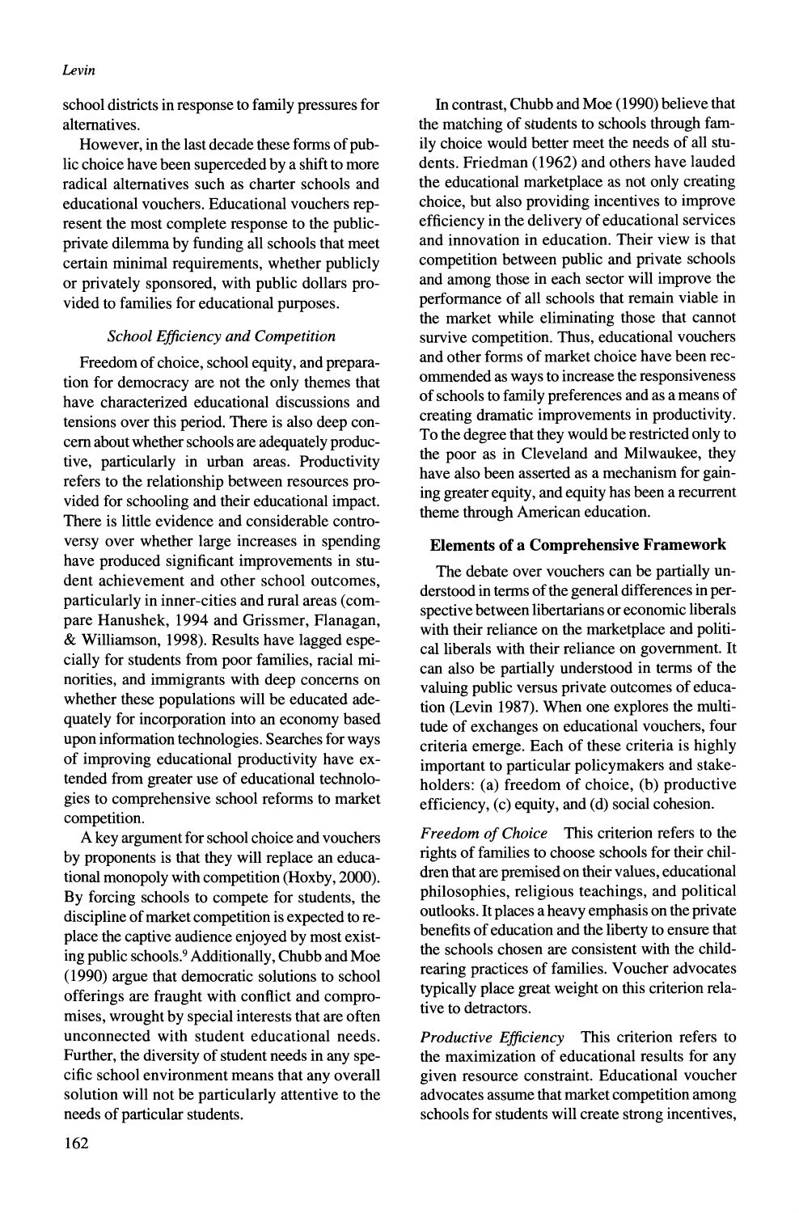school districts in response to family pressures for alternatives.

However, in the last decade these forms of public choice have been superceded by a shift to more radical alternatives such as charter schools and educational vouchers. Educational vouchers represent the most complete response to the public-private dilemma by funding all schools that meet certain minimal requirements, whether publicly or privately sponsored, with public dollars provided to families for educational purposes.

### *School Efficiency and Competition*

Freedom of choice, school equity, and preparation for democracy are not the only themes that have characterized educational discussions and tensions over this period. There is also deep concern about whether schools are adequately productive, particularly in urban areas. Productivity refers to the relationship between resources provided for schooling and their educational impact. There is little evidence and considerable controversy over whether large increases in spending have produced significant improvements in student achievement and other school outcomes, particularly in inner-cities and rural areas (compare Hanushek, 1994 and Grissmer, Flanagan, & Williamson, 1998). Results have lagged especially for students from poor families, racial minorities, and immigrants with deep concerns on whether these populations will be educated adequately for incorporation into an economy based upon information technologies. Searches for ways of improving educational productivity have extended from greater use of educational technologies to comprehensive school reforms to market competition.

A key argument for school choice and vouchers by proponents is that they will replace an educational monopoly with competition (Hoxby, 2000). By forcing schools to compete for students, the discipline of market competition is expected to replace the captive audience enjoyed by most existing public schools.[9] Additionally, Chubb and Moe (1990) argue that democratic solutions to school offerings are fraught with conflict and compromises, wrought by special interests that are often unconnected with student educational needs. Further, the diversity of student needs in any specific school environment means that any overall solution will not be particularly attentive to the needs of particular students.

In contrast, Chubb and Moe (1990) believe that the matching of students to schools through family choice would better meet the needs of all students. Friedman (1962) and others have lauded the educational marketplace as not only creating choice, but also providing incentives to improve efficiency in the delivery of educational services and innovation in education. Their view is that competition between public and private schools and among those in each sector will improve the performance of all schools that remain viable in the market while eliminating those that cannot survive competition. Thus, educational vouchers and other forms of market choice have been recommended as ways to increase the responsiveness of schools to family preferences and as a means of creating dramatic improvements in productivity. To the degree that they would be restricted only to the poor as in Cleveland and Milwaukee, they have also been asserted as a mechanism for gaining greater equity, and equity has been a recurrent theme through American education.

## Elements of a Comprehensive Framework

The debate over vouchers can be partially understood in terms of the general differences in perspective between libertarians or economic liberals with their reliance on the marketplace and political liberals with their reliance on government. It can also be partially understood in terms of the valuing public versus private outcomes of education (Levin 1987). When one explores the multitude of exchanges on educational vouchers, four criteria emerge. Each of these criteria is highly important to particular policymakers and stakeholders: (a) freedom of choice, (b) productive efficiency, (c) equity, and (d) social cohesion.

*Freedom of Choice* This criterion refers to the rights of families to choose schools for their children that are premised on their values, educational philosophies, religious teachings, and political outlooks. It places a heavy emphasis on the private benefits of education and the liberty to ensure that the schools chosen are consistent with the child-rearing practices of families. Voucher advocates typically place great weight on this criterion relative to detractors.

*Productive Efficiency* This criterion refers to the maximization of educational results for any given resource constraint. Educational voucher advocates assume that market competition among schools for students will create strong incentives,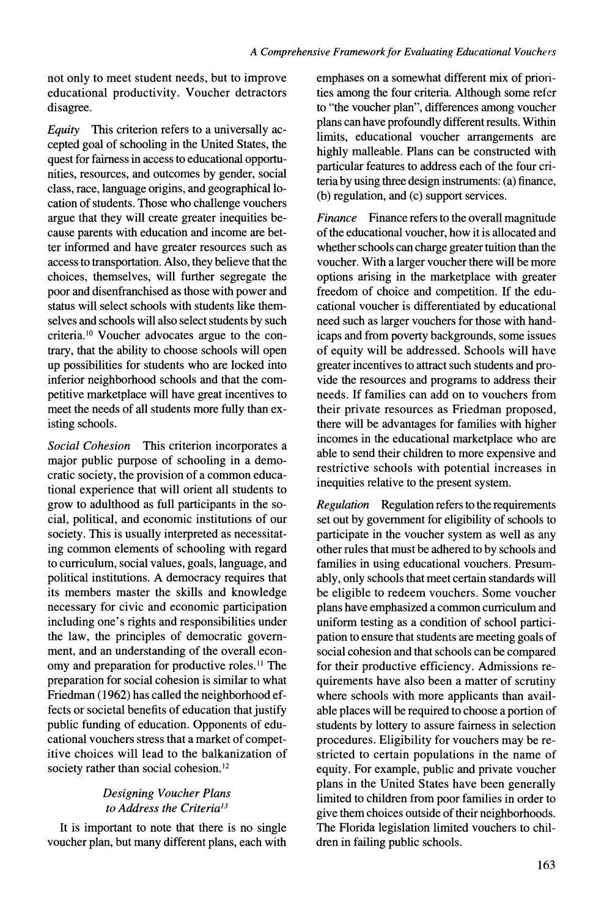not only to meet student needs, but to improve educational productivity. Voucher detractors disagree.

*Equity* This criterion refers to a universally accepted goal of schooling in the United States, the quest for fairness in access to educational opportunities, resources, and outcomes by gender, social class, race, language origins, and geographical location of students. Those who challenge vouchers argue that they will create greater inequities because parents with education and income are better informed and have greater resources such as access to transportation. Also, they believe that the choices, themselves, will further segregate the poor and disenfranchised as those with power and status will select schools with students like themselves and schools will also select students by such criteria.[10] Voucher advocates argue to the contrary, that the ability to choose schools will open up possibilities for students who are locked into inferior neighborhood schools and that the competitive marketplace will have great incentives to meet the needs of all students more fully than existing schools.

*Social Cohesion* This criterion incorporates a major public purpose of schooling in a democratic society, the provision of a common educational experience that will orient all students to grow to adulthood as full participants in the social, political, and economic institutions of our society. This is usually interpreted as necessitating common elements of schooling with regard to curriculum, social values, goals, language, and political institutions. A democracy requires that its members master the skills and knowledge necessary for civic and economic participation including one's rights and responsibilities under the law, the principles of democratic government, and an understanding of the overall economy and preparation for productive roles.[11] The preparation for social cohesion is similar to what Friedman (1962) has called the neighborhood effects or societal benefits of education that justify public funding of education. Opponents of educational vouchers stress that a market of competitive choices will lead to the balkanization of society rather than social cohesion.[12]

### *Designing Voucher Plans to Address the Criteria*[13]

It is important to note that there is no single voucher plan, but many different plans, each with emphases on a somewhat different mix of priorities among the four criteria. Although some refer to "the voucher plan", differences among voucher plans can have profoundly different results. Within limits, educational voucher arrangements are highly malleable. Plans can be constructed with particular features to address each of the four criteria by using three design instruments: (a) finance, (b) regulation, and (c) support services.

*Finance* Finance refers to the overall magnitude of the educational voucher, how it is allocated and whether schools can charge greater tuition than the voucher. With a larger voucher there will be more options arising in the marketplace with greater freedom of choice and competition. If the educational voucher is differentiated by educational need such as larger vouchers for those with handicaps and from poverty backgrounds, some issues of equity will be addressed. Schools will have greater incentives to attract such students and provide the resources and programs to address their needs. If families can add on to vouchers from their private resources as Friedman proposed, there will be advantages for families with higher incomes in the educational marketplace who are able to send their children to more expensive and restrictive schools with potential increases in inequities relative to the present system.

*Regulation* Regulation refers to the requirements set out by government for eligibility of schools to participate in the voucher system as well as any other rules that must be adhered to by schools and families in using educational vouchers. Presumably, only schools that meet certain standards will be eligible to redeem vouchers. Some voucher plans have emphasized a common curriculum and uniform testing as a condition of school participation to ensure that students are meeting goals of social cohesion and that schools can be compared for their productive efficiency. Admissions requirements have also been a matter of scrutiny where schools with more applicants than available places will be required to choose a portion of students by lottery to assure fairness in selection procedures. Eligibility for vouchers may be restricted to certain populations in the name of equity. For example, public and private voucher plans in the United States have been generally limited to children from poor families in order to give them choices outside of their neighborhoods. The Florida legislation limited vouchers to children in failing public schools.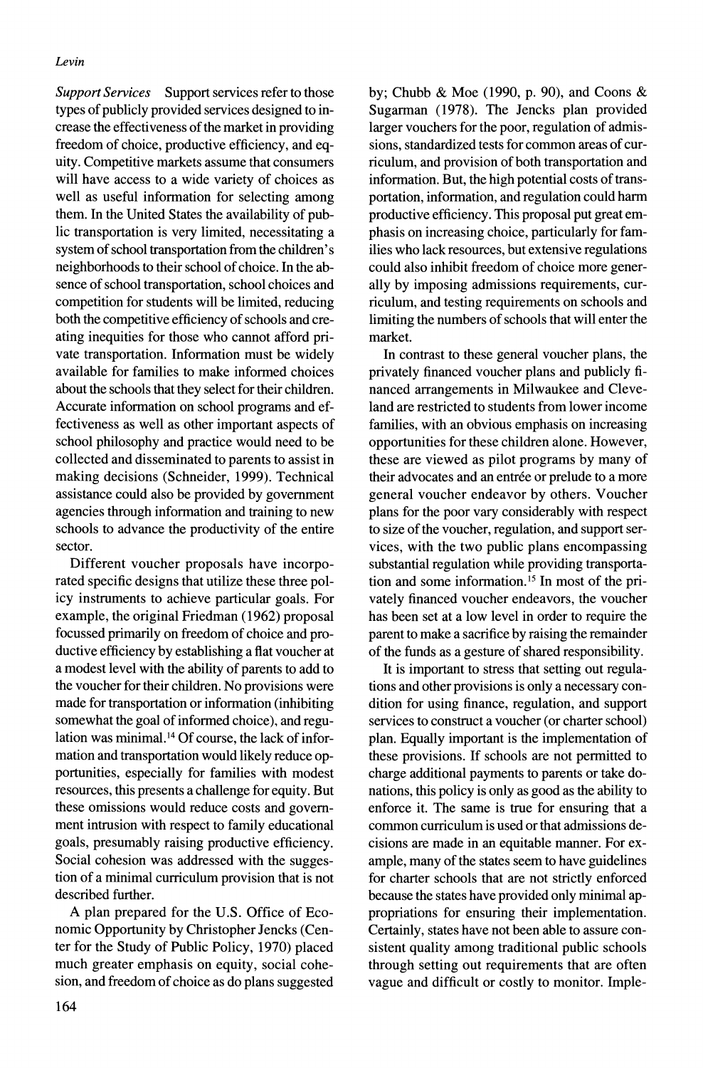*Support Services* Support services refer to those types of publicly provided services designed to increase the effectiveness of the market in providing freedom of choice, productive efficiency, and equity. Competitive markets assume that consumers will have access to a wide variety of choices as well as useful information for selecting among them. In the United States the availability of public transportation is very limited, necessitating a system of school transportation from the children's neighborhoods to their school of choice. In the absence of school transportation, school choices and competition for students will be limited, reducing both the competitive efficiency of schools and creating inequities for those who cannot afford private transportation. Information must be widely available for families to make informed choices about the schools that they select for their children. Accurate information on school programs and effectiveness as well as other important aspects of school philosophy and practice would need to be collected and disseminated to parents to assist in making decisions (Schneider, 1999). Technical assistance could also be provided by government agencies through information and training to new schools to advance the productivity of the entire sector.

Different voucher proposals have incorporated specific designs that utilize these three policy instruments to achieve particular goals. For example, the original Friedman (1962) proposal focussed primarily on freedom of choice and productive efficiency by establishing a flat voucher at a modest level with the ability of parents to add to the voucher for their children. No provisions were made for transportation or information (inhibiting somewhat the goal of informed choice), and regulation was minimal.[14] Of course, the lack of information and transportation would likely reduce opportunities, especially for families with modest resources, this presents a challenge for equity. But these omissions would reduce costs and government intrusion with respect to family educational goals, presumably raising productive efficiency. Social cohesion was addressed with the suggestion of a minimal curriculum provision that is not described further.

A plan prepared for the U.S. Office of Economic Opportunity by Christopher Jencks (Center for the Study of Public Policy, 1970) placed much greater emphasis on equity, social cohesion, and freedom of choice as do plans suggested by; Chubb & Moe (1990, p. 90), and Coons & Sugarman (1978). The Jencks plan provided larger vouchers for the poor, regulation of admissions, standardized tests for common areas of curriculum, and provision of both transportation and information. But, the high potential costs of transportation, information, and regulation could harm productive efficiency. This proposal put great emphasis on increasing choice, particularly for families who lack resources, but extensive regulations could also inhibit freedom of choice more generally by imposing admissions requirements, curriculum, and testing requirements on schools and limiting the numbers of schools that will enter the market.

In contrast to these general voucher plans, the privately financed voucher plans and publicly financed arrangements in Milwaukee and Cleveland are restricted to students from lower income families, with an obvious emphasis on increasing opportunities for these children alone. However, these are viewed as pilot programs by many of their advocates and an entrée or prelude to a more general voucher endeavor by others. Voucher plans for the poor vary considerably with respect to size of the voucher, regulation, and support services, with the two public plans encompassing substantial regulation while providing transportation and some information.[15] In most of the privately financed voucher endeavors, the voucher has been set at a low level in order to require the parent to make a sacrifice by raising the remainder of the funds as a gesture of shared responsibility.

It is important to stress that setting out regulations and other provisions is only a necessary condition for using finance, regulation, and support services to construct a voucher (or charter school) plan. Equally important is the implementation of these provisions. If schools are not permitted to charge additional payments to parents or take donations, this policy is only as good as the ability to enforce it. The same is true for ensuring that a common curriculum is used or that admissions decisions are made in an equitable manner. For example, many of the states seem to have guidelines for charter schools that are not strictly enforced because the states have provided only minimal appropriations for ensuring their implementation. Certainly, states have not been able to assure consistent quality among traditional public schools through setting out requirements that are often vague and difficult or costly to monitor. Imple-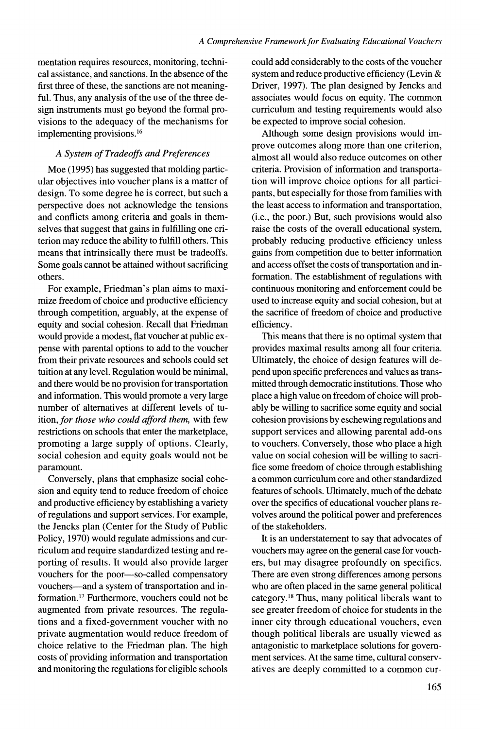mentation requires resources, monitoring, technical assistance, and sanctions. In the absence of the first three of these, the sanctions are not meaningful. Thus, any analysis of the use of the three design instruments must go beyond the formal provisions to the adequacy of the mechanisms for implementing provisions.[16]

### *A System of Tradeoffs and Preferences*

Moe (1995) has suggested that molding particular objectives into voucher plans is a matter of design. To some degree he is correct, but such a perspective does not acknowledge the tensions and conflicts among criteria and goals in themselves that suggest that gains in fulfilling one criterion may reduce the ability to fulfill others. This means that intrinsically there must be tradeoffs. Some goals cannot be attained without sacrificing others.

For example, Friedman's plan aims to maximize freedom of choice and productive efficiency through competition, arguably, at the expense of equity and social cohesion. Recall that Friedman would provide a modest, flat voucher at public expense with parental options to add to the voucher from their private resources and schools could set tuition at any level. Regulation would be minimal, and there would be no provision for transportation and information. This would promote a very large number of alternatives at different levels of tuition, *for those who could afford them,* with few restrictions on schools that enter the marketplace, promoting a large supply of options. Clearly, social cohesion and equity goals would not be paramount.

Conversely, plans that emphasize social cohesion and equity tend to reduce freedom of choice and productive efficiency by establishing a variety of regulations and support services. For example, the Jencks plan (Center for the Study of Public Policy, 1970) would regulate admissions and curriculum and require standardized testing and reporting of results. It would also provide larger vouchers for the poor—so-called compensatory vouchers—and a system of transportation and information.[17] Furthermore, vouchers could not be augmented from private resources. The regulations and a fixed-government voucher with no private augmentation would reduce freedom of choice relative to the Friedman plan. The high costs of providing information and transportation and monitoring the regulations for eligible schools could add considerably to the costs of the voucher system and reduce productive efficiency (Levin & Driver, 1997). The plan designed by Jencks and associates would focus on equity. The common curriculum and testing requirements would also be expected to improve social cohesion.

Although some design provisions would improve outcomes along more than one criterion, almost all would also reduce outcomes on other criteria. Provision of information and transportation will improve choice options for all participants, but especially for those from families with the least access to information and transportation, (i.e., the poor.) But, such provisions would also raise the costs of the overall educational system, probably reducing productive efficiency unless gains from competition due to better information and access offset the costs of transportation and information. The establishment of regulations with continuous monitoring and enforcement could be used to increase equity and social cohesion, but at the sacrifice of freedom of choice and productive efficiency.

This means that there is no optimal system that provides maximal results among all four criteria. Ultimately, the choice of design features will depend upon specific preferences and values as transmitted through democratic institutions. Those who place a high value on freedom of choice will probably be willing to sacrifice some equity and social cohesion provisions by eschewing regulations and support services and allowing parental add-ons to vouchers. Conversely, those who place a high value on social cohesion will be willing to sacrifice some freedom of choice through establishing a common curriculum core and other standardized features of schools. Ultimately, much of the debate over the specifics of educational voucher plans revolves around the political power and preferences of the stakeholders.

It is an understatement to say that advocates of vouchers may agree on the general case for vouchers, but may disagree profoundly on specifics. There are even strong differences among persons who are often placed in the same general political category.[18] Thus, many political liberals want to see greater freedom of choice for students in the inner city through educational vouchers, even though political liberals are usually viewed as antagonistic to marketplace solutions for government services. At the same time, cultural conservatives are deeply committed to a common cur-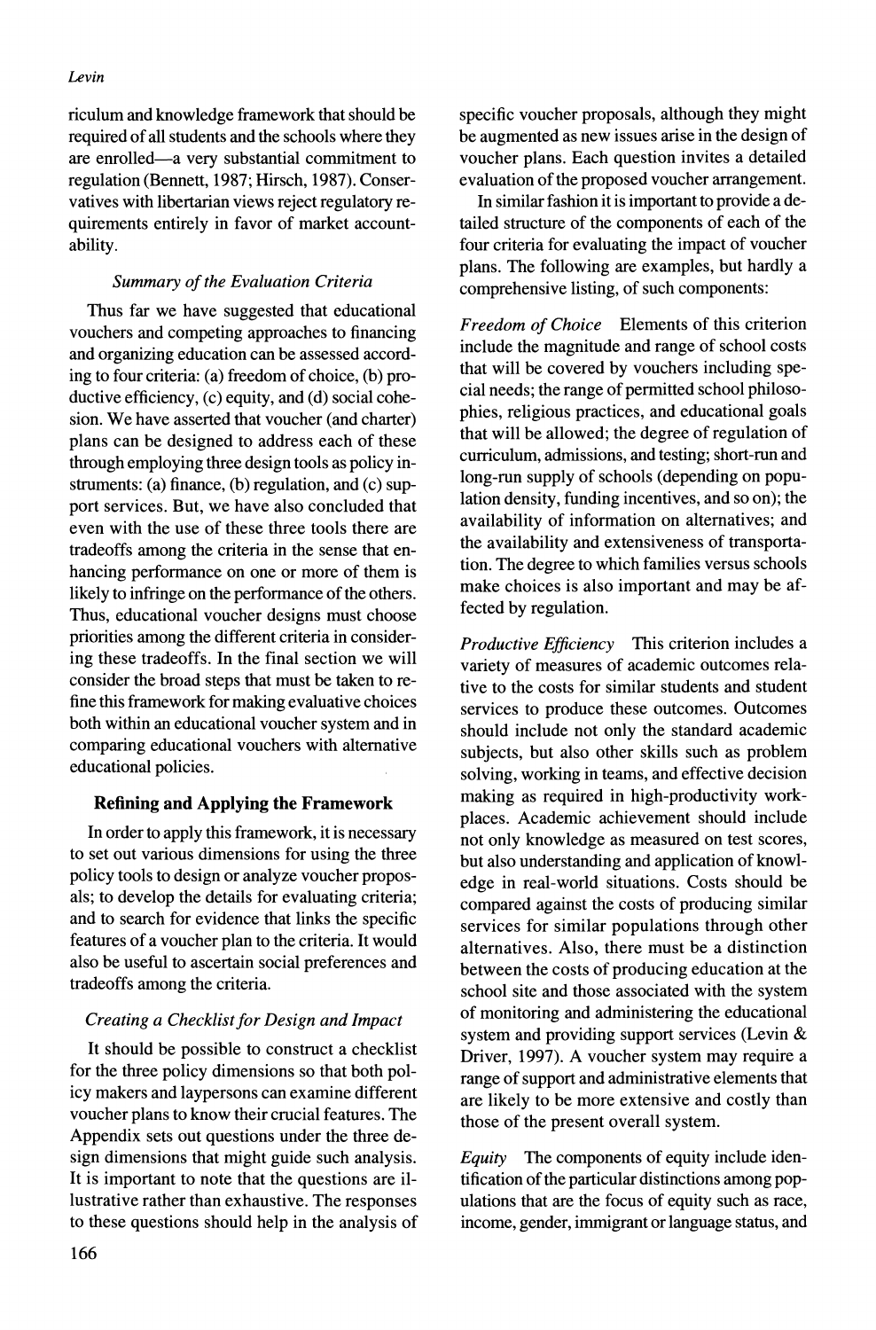riculum and knowledge framework that should be required of all students and the schools where they are enrolled—a very substantial commitment to regulation (Bennett, 1987; Hirsch, 1987). Conservatives with libertarian views reject regulatory requirements entirely in favor of market accountability.

### *Summary of the Evaluation Criteria*

Thus far we have suggested that educational vouchers and competing approaches to financing and organizing education can be assessed according to four criteria: (a) freedom of choice, (b) productive efficiency, (c) equity, and (d) social cohesion. We have asserted that voucher (and charter) plans can be designed to address each of these through employing three design tools as policy instruments: (a) finance, (b) regulation, and (c) support services. But, we have also concluded that even with the use of these three tools there are tradeoffs among the criteria in the sense that enhancing performance on one or more of them is likely to infringe on the performance of the others. Thus, educational voucher designs must choose priorities among the different criteria in considering these tradeoffs. In the final section we will consider the broad steps that must be taken to refine this framework for making evaluative choices both within an educational voucher system and in comparing educational vouchers with alternative educational policies.

## Refining and Applying the Framework

In order to apply this framework, it is necessary to set out various dimensions for using the three policy tools to design or analyze voucher proposals; to develop the details for evaluating criteria; and to search for evidence that links the specific features of a voucher plan to the criteria. It would also be useful to ascertain social preferences and tradeoffs among the criteria.

### *Creating a Checklist for Design and Impact*

It should be possible to construct a checklist for the three policy dimensions so that both policy makers and laypersons can examine different voucher plans to know their crucial features. The Appendix sets out questions under the three design dimensions that might guide such analysis. It is important to note that the questions are illustrative rather than exhaustive. The responses to these questions should help in the analysis of specific voucher proposals, although they might be augmented as new issues arise in the design of voucher plans. Each question invites a detailed evaluation of the proposed voucher arrangement.

In similar fashion it is important to provide a detailed structure of the components of each of the four criteria for evaluating the impact of voucher plans. The following are examples, but hardly a comprehensive listing, of such components:

*Freedom of Choice* Elements of this criterion include the magnitude and range of school costs that will be covered by vouchers including special needs; the range of permitted school philosophies, religious practices, and educational goals that will be allowed; the degree of regulation of curriculum, admissions, and testing; short-run and long-run supply of schools (depending on population density, funding incentives, and so on); the availability of information on alternatives; and the availability and extensiveness of transportation. The degree to which families versus schools make choices is also important and may be affected by regulation.

*Productive Efficiency* This criterion includes a variety of measures of academic outcomes relative to the costs for similar students and student services to produce these outcomes. Outcomes should include not only the standard academic subjects, but also other skills such as problem solving, working in teams, and effective decision making as required in high-productivity workplaces. Academic achievement should include not only knowledge as measured on test scores, but also understanding and application of knowledge in real-world situations. Costs should be compared against the costs of producing similar services for similar populations through other alternatives. Also, there must be a distinction between the costs of producing education at the school site and those associated with the system of monitoring and administering the educational system and providing support services (Levin & Driver, 1997). A voucher system may require a range of support and administrative elements that are likely to be more extensive and costly than those of the present overall system.

*Equity* The components of equity include identification of the particular distinctions among populations that are the focus of equity such as race, income, gender, immigrant or language status, and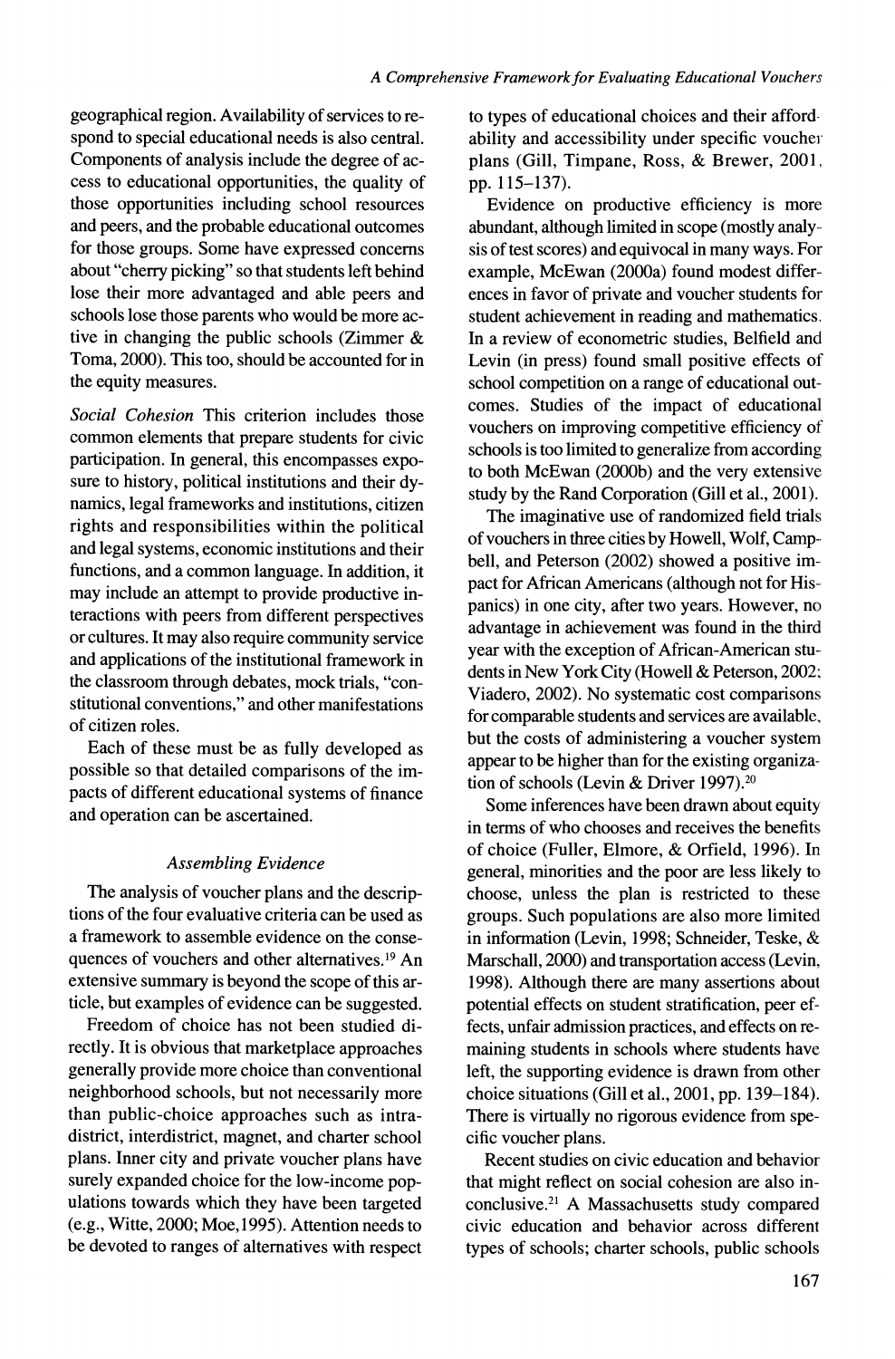geographical region. Availability of services to respond to special educational needs is also central. Components of analysis include the degree of access to educational opportunities, the quality of those opportunities including school resources and peers, and the probable educational outcomes for those groups. Some have expressed concerns about "cherry picking" so that students left behind lose their more advantaged and able peers and schools lose those parents who would be more active in changing the public schools (Zimmer & Toma, 2000). This too, should be accounted for in the equity measures.

*Social Cohesion* This criterion includes those common elements that prepare students for civic participation. In general, this encompasses exposure to history, political institutions and their dynamics, legal frameworks and institutions, citizen rights and responsibilities within the political and legal systems, economic institutions and their functions, and a common language. In addition, it may include an attempt to provide productive interactions with peers from different perspectives or cultures. It may also require community service and applications of the institutional framework in the classroom through debates, mock trials, "constitutional conventions," and other manifestations of citizen roles.

Each of these must be as fully developed as possible so that detailed comparisons of the impacts of different educational systems of finance and operation can be ascertained.

### *Assembling Evidence*

The analysis of voucher plans and the descriptions of the four evaluative criteria can be used as a framework to assemble evidence on the consequences of vouchers and other alternatives.[19] An extensive summary is beyond the scope of this article, but examples of evidence can be suggested.

Freedom of choice has not been studied directly. It is obvious that marketplace approaches generally provide more choice than conventional neighborhood schools, but not necessarily more than public-choice approaches such as intradistrict, interdistrict, magnet, and charter school plans. Inner city and private voucher plans have surely expanded choice for the low-income populations towards which they have been targeted (e.g., Witte, 2000; Moe, 1995). Attention needs to be devoted to ranges of alternatives with respect to types of educational choices and their affordability and accessibility under specific voucher plans (Gill, Timpane, Ross, & Brewer, 2001, pp. 115–137).

Evidence on productive efficiency is more abundant, although limited in scope (mostly analysis of test scores) and equivocal in many ways. For example, McEwan (2000a) found modest differences in favor of private and voucher students for student achievement in reading and mathematics. In a review of econometric studies, Belfield and Levin (in press) found small positive effects of school competition on a range of educational outcomes. Studies of the impact of educational vouchers on improving competitive efficiency of schools is too limited to generalize from according to both McEwan (2000b) and the very extensive study by the Rand Corporation (Gill et al., 2001).

The imaginative use of randomized field trials of vouchers in three cities by Howell, Wolf, Campbell, and Peterson (2002) showed a positive impact for African Americans (although not for Hispanics) in one city, after two years. However, no advantage in achievement was found in the third year with the exception of African-American students in New York City (Howell & Peterson, 2002; Viadero, 2002). No systematic cost comparisons for comparable students and services are available, but the costs of administering a voucher system appear to be higher than for the existing organization of schools (Levin & Driver 1997).[20]

Some inferences have been drawn about equity in terms of who chooses and receives the benefits of choice (Fuller, Elmore, & Orfield, 1996). In general, minorities and the poor are less likely to choose, unless the plan is restricted to these groups. Such populations are also more limited in information (Levin, 1998; Schneider, Teske, & Marschall, 2000) and transportation access (Levin, 1998). Although there are many assertions about potential effects on student stratification, peer effects, unfair admission practices, and effects on remaining students in schools where students have left, the supporting evidence is drawn from other choice situations (Gill et al., 2001, pp. 139–184). There is virtually no rigorous evidence from specific voucher plans.

Recent studies on civic education and behavior that might reflect on social cohesion are also inconclusive.[21] A Massachusetts study compared civic education and behavior across different types of schools; charter schools, public schools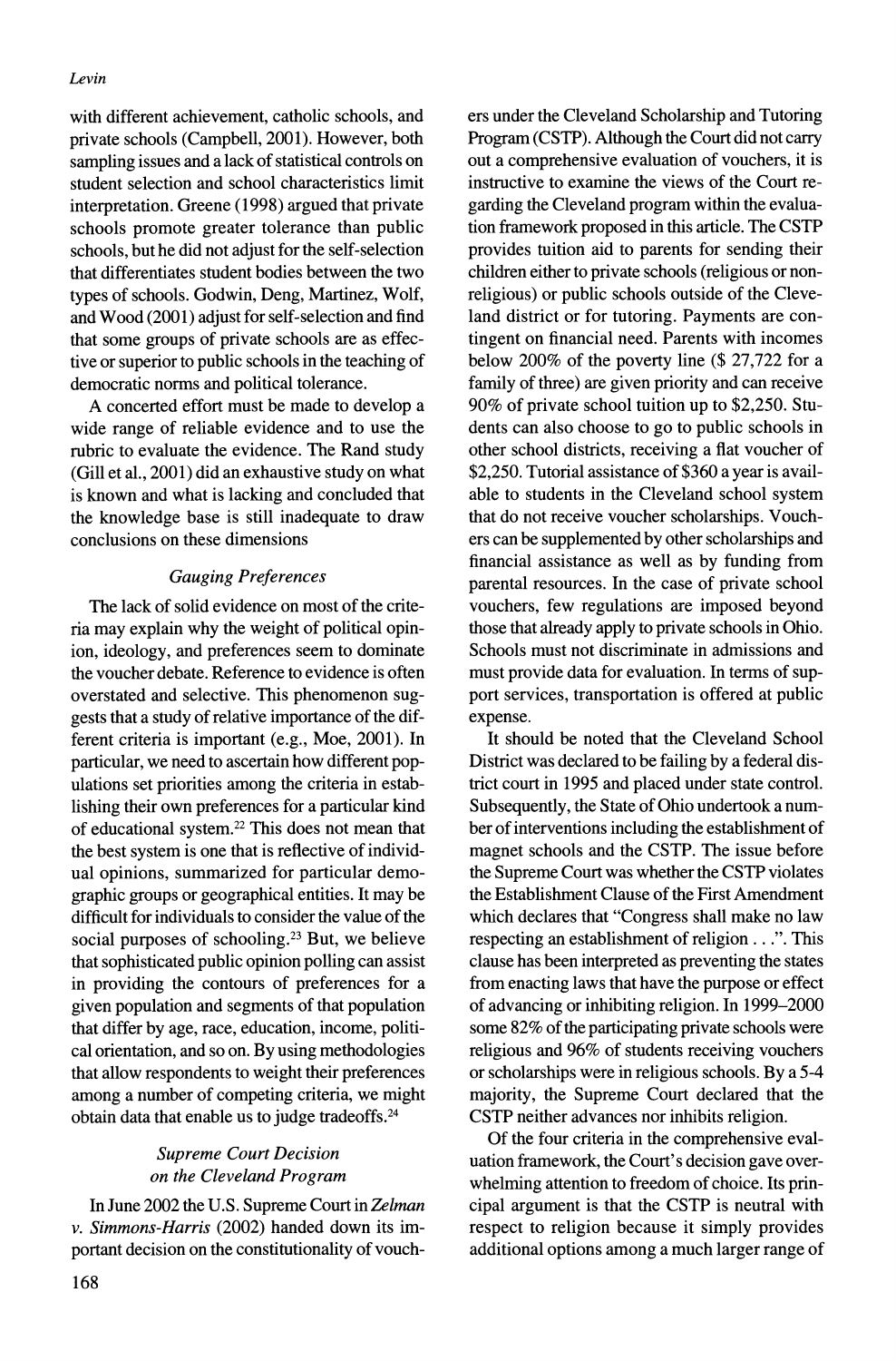with different achievement, catholic schools, and private schools (Campbell, 2001). However, both sampling issues and a lack of statistical controls on student selection and school characteristics limit interpretation. Greene (1998) argued that private schools promote greater tolerance than public schools, but he did not adjust for the self-selection that differentiates student bodies between the two types of schools. Godwin, Deng, Martinez, Wolf, and Wood (2001) adjust for self-selection and find that some groups of private schools are as effective or superior to public schools in the teaching of democratic norms and political tolerance.

A concerted effort must be made to develop a wide range of reliable evidence and to use the rubric to evaluate the evidence. The Rand study (Gill et al., 2001) did an exhaustive study on what is known and what is lacking and concluded that the knowledge base is still inadequate to draw conclusions on these dimensions

### *Gauging Preferences*

The lack of solid evidence on most of the criteria may explain why the weight of political opinion, ideology, and preferences seem to dominate the voucher debate. Reference to evidence is often overstated and selective. This phenomenon suggests that a study of relative importance of the different criteria is important (e.g., Moe, 2001). In particular, we need to ascertain how different populations set priorities among the criteria in establishing their own preferences for a particular kind of educational system.[22] This does not mean that the best system is one that is reflective of individual opinions, summarized for particular demographic groups or geographical entities. It may be difficult for individuals to consider the value of the social purposes of schooling.[23] But, we believe that sophisticated public opinion polling can assist in providing the contours of preferences for a given population and segments of that population that differ by age, race, education, income, political orientation, and so on. By using methodologies that allow respondents to weight their preferences among a number of competing criteria, we might obtain data that enable us to judge tradeoffs.[24]

### *Supreme Court Decision on the Cleveland Program*

In June 2002 the U.S. Supreme Court in *Zelman v. Simmons-Harris* (2002) handed down its important decision on the constitutionality of vouchers under the Cleveland Scholarship and Tutoring Program (CSTP). Although the Court did not carry out a comprehensive evaluation of vouchers, it is instructive to examine the views of the Court regarding the Cleveland program within the evaluation framework proposed in this article. The CSTP provides tuition aid to parents for sending their children either to private schools (religious or non-religious) or public schools outside of the Cleveland district or for tutoring. Payments are contingent on financial need. Parents with incomes below 200% of the poverty line ($ 27,722 for a family of three) are given priority and can receive 90% of private school tuition up to $2,250. Students can also choose to go to public schools in other school districts, receiving a flat voucher of $2,250. Tutorial assistance of $360 a year is available to students in the Cleveland school system that do not receive voucher scholarships. Vouchers can be supplemented by other scholarships and financial assistance as well as by funding from parental resources. In the case of private school vouchers, few regulations are imposed beyond those that already apply to private schools in Ohio. Schools must not discriminate in admissions and must provide data for evaluation. In terms of support services, transportation is offered at public expense.

It should be noted that the Cleveland School District was declared to be failing by a federal district court in 1995 and placed under state control. Subsequently, the State of Ohio undertook a number of interventions including the establishment of magnet schools and the CSTP. The issue before the Supreme Court was whether the CSTP violates the Establishment Clause of the First Amendment which declares that "Congress shall make no law respecting an establishment of religion . . .". This clause has been interpreted as preventing the states from enacting laws that have the purpose or effect of advancing or inhibiting religion. In 1999–2000 some 82% of the participating private schools were religious and 96% of students receiving vouchers or scholarships were in religious schools. By a 5-4 majority, the Supreme Court declared that the CSTP neither advances nor inhibits religion.

Of the four criteria in the comprehensive evaluation framework, the Court's decision gave overwhelming attention to freedom of choice. Its principal argument is that the CSTP is neutral with respect to religion because it simply provides additional options among a much larger range of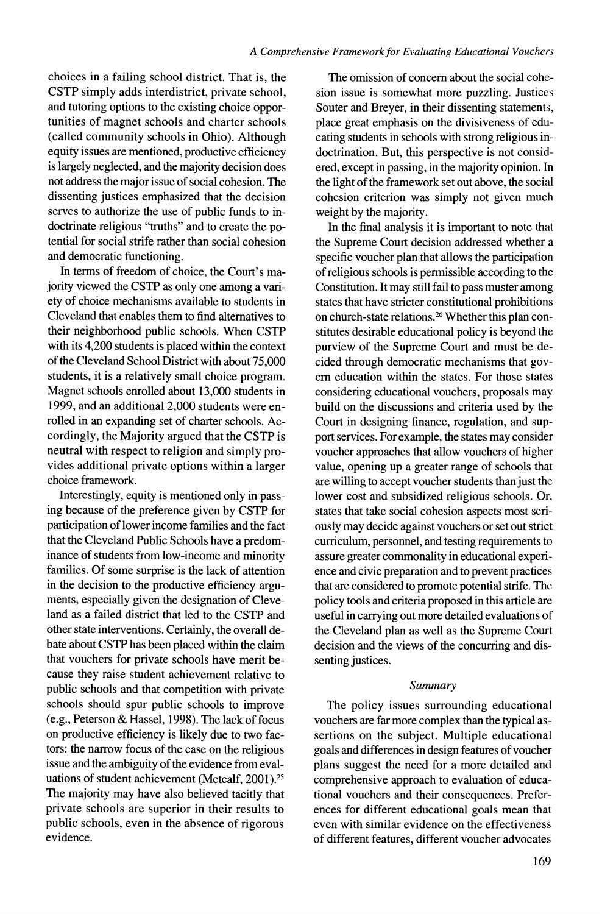choices in a failing school district. That is, the CSTP simply adds interdistrict, private school, and tutoring options to the existing choice opportunities of magnet schools and charter schools (called community schools in Ohio). Although equity issues are mentioned, productive efficiency is largely neglected, and the majority decision does not address the major issue of social cohesion. The dissenting justices emphasized that the decision serves to authorize the use of public funds to indoctrinate religious "truths" and to create the potential for social strife rather than social cohesion and democratic functioning.

In terms of freedom of choice, the Court's majority viewed the CSTP as only one among a variety of choice mechanisms available to students in Cleveland that enables them to find alternatives to their neighborhood public schools. When CSTP with its 4,200 students is placed within the context of the Cleveland School District with about 75,000 students, it is a relatively small choice program. Magnet schools enrolled about 13,000 students in 1999, and an additional 2,000 students were enrolled in an expanding set of charter schools. Accordingly, the Majority argued that the CSTP is neutral with respect to religion and simply provides additional private options within a larger choice framework.

Interestingly, equity is mentioned only in passing because of the preference given by CSTP for participation of lower income families and the fact that the Cleveland Public Schools have a predominance of students from low-income and minority families. Of some surprise is the lack of attention in the decision to the productive efficiency arguments, especially given the designation of Cleveland as a failed district that led to the CSTP and other state interventions. Certainly, the overall debate about CSTP has been placed within the claim that vouchers for private schools have merit because they raise student achievement relative to public schools and that competition with private schools should spur public schools to improve (e.g., Peterson & Hassel, 1998). The lack of focus on productive efficiency is likely due to two factors: the narrow focus of the case on the religious issue and the ambiguity of the evidence from evaluations of student achievement (Metcalf, 2001).[25] The majority may have also believed tacitly that private schools are superior in their results to public schools, even in the absence of rigorous evidence.

The omission of concern about the social cohesion issue is somewhat more puzzling. Justices Souter and Breyer, in their dissenting statements, place great emphasis on the divisiveness of educating students in schools with strong religious indoctrination. But, this perspective is not considered, except in passing, in the majority opinion. In the light of the framework set out above, the social cohesion criterion was simply not given much weight by the majority.

In the final analysis it is important to note that the Supreme Court decision addressed whether a specific voucher plan that allows the participation of religious schools is permissible according to the Constitution. It may still fail to pass muster among states that have stricter constitutional prohibitions on church-state relations.[26] Whether this plan constitutes desirable educational policy is beyond the purview of the Supreme Court and must be decided through democratic mechanisms that govern education within the states. For those states considering educational vouchers, proposals may build on the discussions and criteria used by the Court in designing finance, regulation, and support services. For example, the states may consider voucher approaches that allow vouchers of higher value, opening up a greater range of schools that are willing to accept voucher students than just the lower cost and subsidized religious schools. Or, states that take social cohesion aspects most seriously may decide against vouchers or set out strict curriculum, personnel, and testing requirements to assure greater commonality in educational experience and civic preparation and to prevent practices that are considered to promote potential strife. The policy tools and criteria proposed in this article are useful in carrying out more detailed evaluations of the Cleveland plan as well as the Supreme Court decision and the views of the concurring and dissenting justices.

### *Summary*

The policy issues surrounding educational vouchers are far more complex than the typical assertions on the subject. Multiple educational goals and differences in design features of voucher plans suggest the need for a more detailed and comprehensive approach to evaluation of educational vouchers and their consequences. Preferences for different educational goals mean that even with similar evidence on the effectiveness of different features, different voucher advocates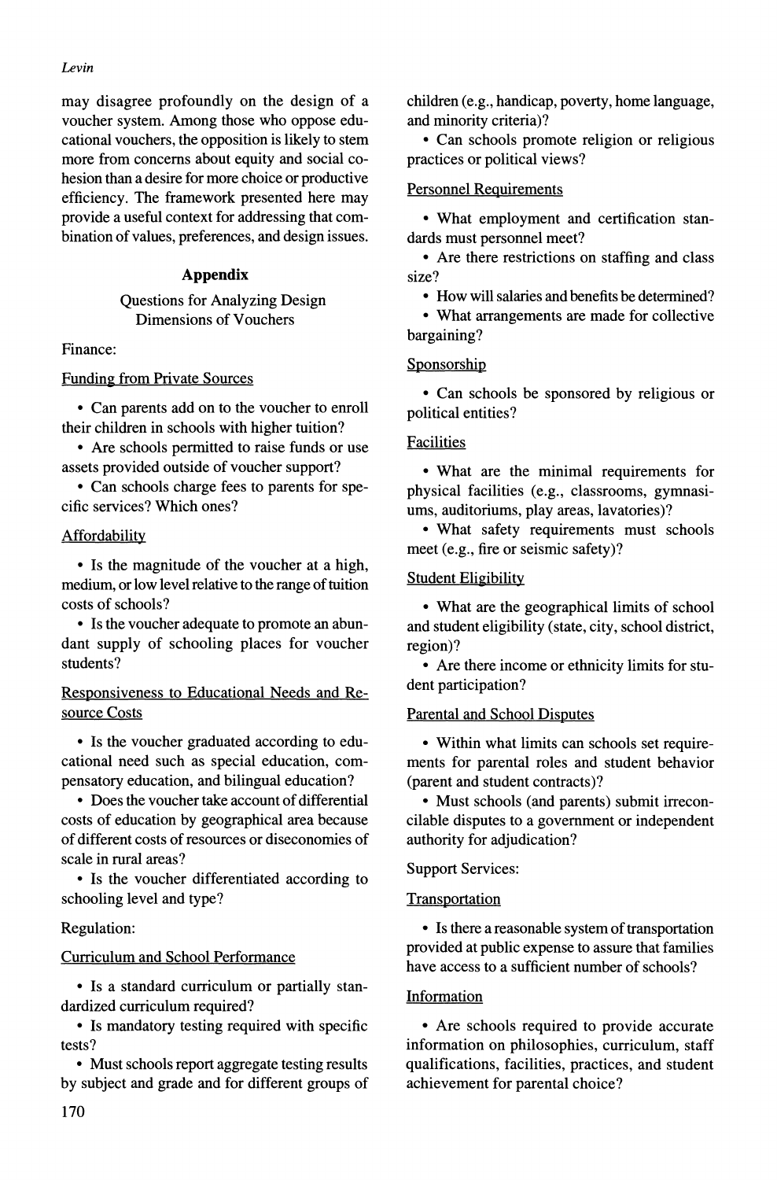may disagree profoundly on the design of a voucher system. Among those who oppose educational vouchers, the opposition is likely to stem more from concerns about equity and social cohesion than a desire for more choice or productive efficiency. The framework presented here may provide a useful context for addressing that combination of values, preferences, and design issues.

## Appendix

### Questions for Analyzing Design Dimensions of Vouchers

Finance:

Funding from Private Sources

- Can parents add on to the voucher to enroll their children in schools with higher tuition?
- Are schools permitted to raise funds or use assets provided outside of voucher support?
- Can schools charge fees to parents for specific services? Which ones?

Affordability

- Is the magnitude of the voucher at a high, medium, or low level relative to the range of tuition costs of schools?
- Is the voucher adequate to promote an abundant supply of schooling places for voucher students?

Responsiveness to Educational Needs and Resource Costs

- Is the voucher graduated according to educational need such as special education, compensatory education, and bilingual education?
- Does the voucher take account of differential costs of education by geographical area because of different costs of resources or diseconomies of scale in rural areas?
- Is the voucher differentiated according to schooling level and type?

Regulation:

Curriculum and School Performance

- Is a standard curriculum or partially standardized curriculum required?
- Is mandatory testing required with specific tests?
- Must schools report aggregate testing results by subject and grade and for different groups of children (e.g., handicap, poverty, home language, and minority criteria)?
- Can schools promote religion or religious practices or political views?

Personnel Requirements

- What employment and certification standards must personnel meet?
- Are there restrictions on staffing and class size?
- How will salaries and benefits be determined?
- What arrangements are made for collective bargaining?

Sponsorship

- Can schools be sponsored by religious or political entities?

Facilities

- What are the minimal requirements for physical facilities (e.g., classrooms, gymnasiums, auditoriums, play areas, lavatories)?
- What safety requirements must schools meet (e.g., fire or seismic safety)?

Student Eligibility

- What are the geographical limits of school and student eligibility (state, city, school district, region)?
- Are there income or ethnicity limits for student participation?

Parental and School Disputes

- Within what limits can schools set requirements for parental roles and student behavior (parent and student contracts)?
- Must schools (and parents) submit irreconcilable disputes to a government or independent authority for adjudication?

Support Services:

Transportation

- Is there a reasonable system of transportation provided at public expense to assure that families have access to a sufficient number of schools?

Information

- Are schools required to provide accurate information on philosophies, curriculum, staff qualifications, facilities, practices, and student achievement for parental choice?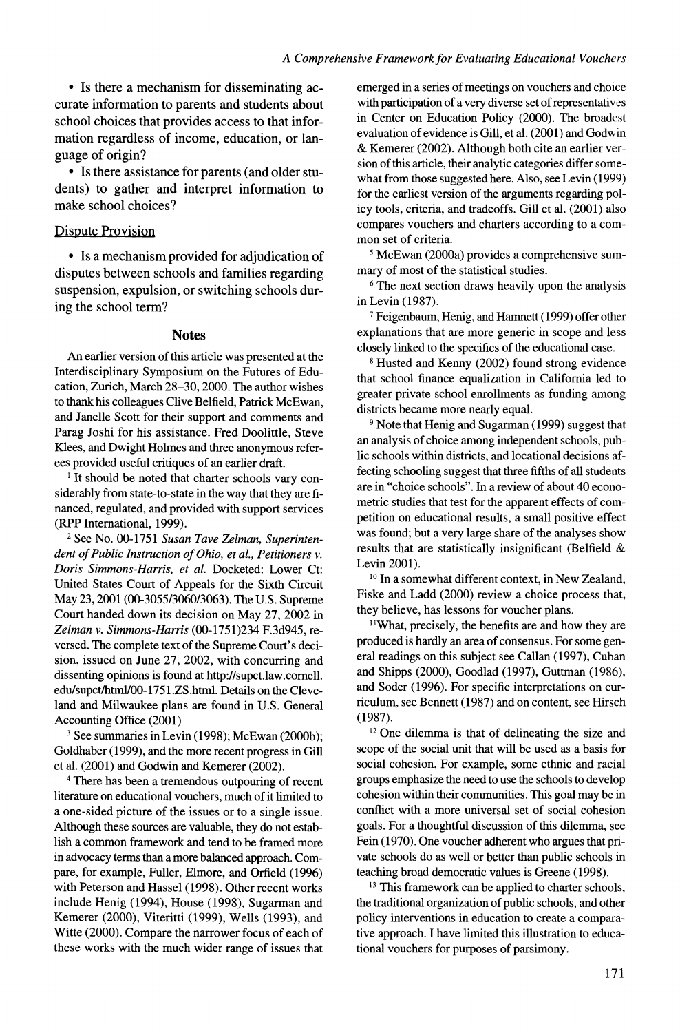- Is there a mechanism for disseminating accurate information to parents and students about school choices that provides access to that information regardless of income, education, or language of origin?
- Is there assistance for parents (and older students) to gather and interpret information to make school choices?

Dispute Provision

- Is a mechanism provided for adjudication of disputes between schools and families regarding suspension, expulsion, or switching schools during the school term?

## Notes

An earlier version of this article was presented at the Interdisciplinary Symposium on the Futures of Education, Zurich, March 28–30, 2000. The author wishes to thank his colleagues Clive Belfield, Patrick McEwan, and Janelle Scott for their support and comments and Parag Joshi for his assistance. Fred Doolittle, Steve Klees, and Dwight Holmes and three anonymous referees provided useful critiques of an earlier draft.

[1] It should be noted that charter schools vary considerably from state-to-state in the way that they are financed, regulated, and provided with support services (RPP International, 1999).

[2] See No. 00-1751 *Susan Tave Zelman, Superintendent of Public Instruction of Ohio, et al., Petitioners v. Doris Simmons-Harris, et al.* Docketed: Lower Ct: United States Court of Appeals for the Sixth Circuit May 23, 2001 (00-3055/3060/3063). The U.S. Supreme Court handed down its decision on May 27, 2002 in *Zelman v. Simmons-Harris* (00-1751)234 F.3d945, reversed. The complete text of the Supreme Court's decision, issued on June 27, 2002, with concurring and dissenting opinions is found at http://supct.law.cornell.edu/supct/html/00-1751.ZS.html. Details on the Cleveland and Milwaukee plans are found in U.S. General Accounting Office (2001)

[3] See summaries in Levin (1998); McEwan (2000b); Goldhaber (1999), and the more recent progress in Gill et al. (2001) and Godwin and Kemerer (2002).

[4] There has been a tremendous outpouring of recent literature on educational vouchers, much of it limited to a one-sided picture of the issues or to a single issue. Although these sources are valuable, they do not establish a common framework and tend to be framed more in advocacy terms than a more balanced approach. Compare, for example, Fuller, Elmore, and Orfield (1996) with Peterson and Hassel (1998). Other recent works include Henig (1994), House (1998), Sugarman and Kemerer (2000), Viteritti (1999), Wells (1993), and Witte (2000). Compare the narrower focus of each of these works with the much wider range of issues that emerged in a series of meetings on vouchers and choice with participation of a very diverse set of representatives in Center on Education Policy (2000). The broadest evaluation of evidence is Gill, et al. (2001) and Godwin & Kemerer (2002). Although both cite an earlier version of this article, their analytic categories differ somewhat from those suggested here. Also, see Levin (1999) for the earliest version of the arguments regarding policy tools, criteria, and tradeoffs. Gill et al. (2001) also compares vouchers and charters according to a common set of criteria.

[5] McEwan (2000a) provides a comprehensive summary of most of the statistical studies.

[6] The next section draws heavily upon the analysis in Levin (1987).

[7] Feigenbaum, Henig, and Hamnett (1999) offer other explanations that are more generic in scope and less closely linked to the specifics of the educational case.

[8] Husted and Kenny (2002) found strong evidence that school finance equalization in California led to greater private school enrollments as funding among districts became more nearly equal.

[9] Note that Henig and Sugarman (1999) suggest that an analysis of choice among independent schools, public schools within districts, and locational decisions affecting schooling suggest that three fifths of all students are in "choice schools". In a review of about 40 econometric studies that test for the apparent effects of competition on educational results, a small positive effect was found; but a very large share of the analyses show results that are statistically insignificant (Belfield & Levin 2001).

[10] In a somewhat different context, in New Zealand, Fiske and Ladd (2000) review a choice process that, they believe, has lessons for voucher plans.

[11] What, precisely, the benefits are and how they are produced is hardly an area of consensus. For some general readings on this subject see Callan (1997), Cuban and Shipps (2000), Goodlad (1997), Guttman (1986), and Soder (1996). For specific interpretations on curriculum, see Bennett (1987) and on content, see Hirsch (1987).

[12] One dilemma is that of delineating the size and scope of the social unit that will be used as a basis for social cohesion. For example, some ethnic and racial groups emphasize the need to use the schools to develop cohesion within their communities. This goal may be in conflict with a more universal set of social cohesion goals. For a thoughtful discussion of this dilemma, see Fein (1970). One voucher adherent who argues that private schools do as well or better than public schools in teaching broad democratic values is Greene (1998).

[13] This framework can be applied to charter schools, the traditional organization of public schools, and other policy interventions in education to create a comparative approach. I have limited this illustration to educational vouchers for purposes of parsimony.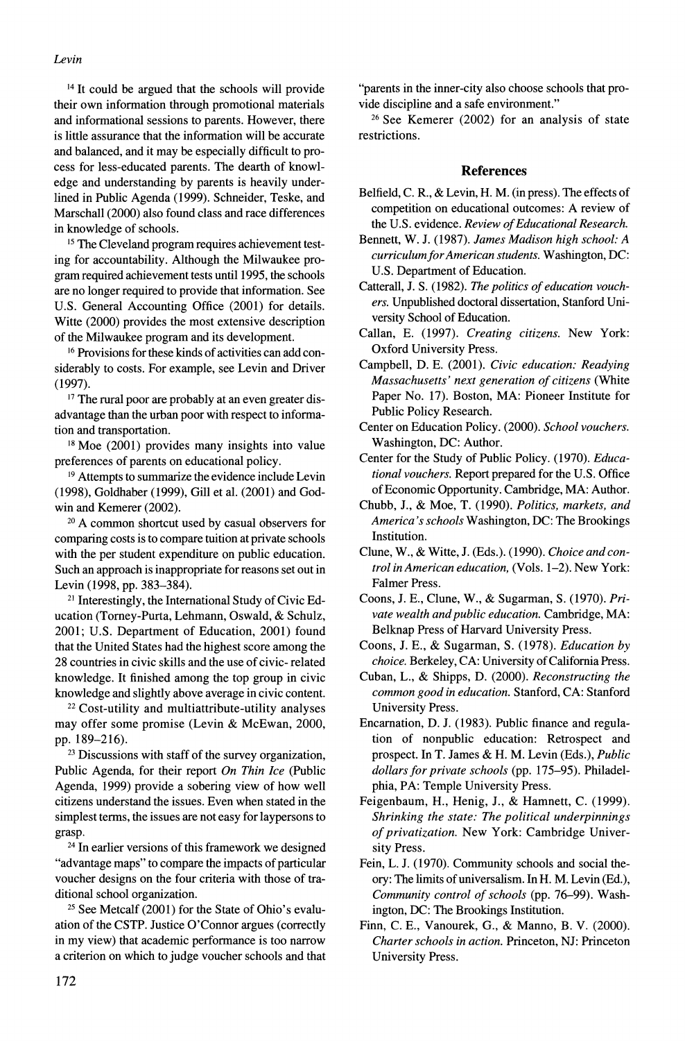[14] It could be argued that the schools will provide their own information through promotional materials and informational sessions to parents. However, there is little assurance that the information will be accurate and balanced, and it may be especially difficult to process for less-educated parents. The dearth of knowledge and understanding by parents is heavily underlined in Public Agenda (1999). Schneider, Teske, and Marschall (2000) also found class and race differences in knowledge of schools.

[15] The Cleveland program requires achievement testing for accountability. Although the Milwaukee program required achievement tests until 1995, the schools are no longer required to provide that information. See U.S. General Accounting Office (2001) for details. Witte (2000) provides the most extensive description of the Milwaukee program and its development.

[16] Provisions for these kinds of activities can add considerably to costs. For example, see Levin and Driver (1997).

[17] The rural poor are probably at an even greater disadvantage than the urban poor with respect to information and transportation.

[18] Moe (2001) provides many insights into value preferences of parents on educational policy.

[19] Attempts to summarize the evidence include Levin (1998), Goldhaber (1999), Gill et al. (2001) and Godwin and Kemerer (2002).

[20] A common shortcut used by casual observers for comparing costs is to compare tuition at private schools with the per student expenditure on public education. Such an approach is inappropriate for reasons set out in Levin (1998, pp. 383–384).

[21] Interestingly, the International Study of Civic Education (Torney-Purta, Lehmann, Oswald, & Schulz, 2001; U.S. Department of Education, 2001) found that the United States had the highest score among the 28 countries in civic skills and the use of civic- related knowledge. It finished among the top group in civic knowledge and slightly above average in civic content.

[22] Cost-utility and multiattribute-utility analyses may offer some promise (Levin & McEwan, 2000, pp. 189–216).

[23] Discussions with staff of the survey organization, Public Agenda, for their report *On Thin Ice* (Public Agenda, 1999) provide a sobering view of how well citizens understand the issues. Even when stated in the simplest terms, the issues are not easy for laypersons to grasp.

[24] In earlier versions of this framework we designed "advantage maps" to compare the impacts of particular voucher designs on the four criteria with those of traditional school organization.

[25] See Metcalf (2001) for the State of Ohio's evaluation of the CSTP. Justice O'Connor argues (correctly in my view) that academic performance is too narrow a criterion on which to judge voucher schools and that "parents in the inner-city also choose schools that provide discipline and a safe environment."

[26] See Kemerer (2002) for an analysis of state restrictions.

## References

Belfield, C. R., & Levin, H. M. (in press). The effects of competition on educational outcomes: A review of the U.S. evidence. *Review of Educational Research.*

Bennett, W. J. (1987). *James Madison high school: A curriculum for American students.* Washington, DC: U.S. Department of Education.

Catterall, J. S. (1982). *The politics of education vouchers.* Unpublished doctoral dissertation, Stanford University School of Education.

Callan, E. (1997). *Creating citizens.* New York: Oxford University Press.

Campbell, D. E. (2001). *Civic education: Readying Massachusetts' next generation of citizens* (White Paper No. 17). Boston, MA: Pioneer Institute for Public Policy Research.

Center on Education Policy. (2000). *School vouchers.* Washington, DC: Author.

Center for the Study of Public Policy. (1970). *Educational vouchers.* Report prepared for the U.S. Office of Economic Opportunity. Cambridge, MA: Author.

Chubb, J., & Moe, T. (1990). *Politics, markets, and America's schools* Washington, DC: The Brookings Institution.

Clune, W., & Witte, J. (Eds.). (1990). *Choice and control in American education,* (Vols. 1–2). New York: Falmer Press.

Coons, J. E., Clune, W., & Sugarman, S. (1970). *Private wealth and public education.* Cambridge, MA: Belknap Press of Harvard University Press.

Coons, J. E., & Sugarman, S. (1978). *Education by choice.* Berkeley, CA: University of California Press.

Cuban, L., & Shipps, D. (2000). *Reconstructing the common good in education.* Stanford, CA: Stanford University Press.

Encarnation, D. J. (1983). Public finance and regulation of nonpublic education: Retrospect and prospect. In T. James & H. M. Levin (Eds.), *Public dollars for private schools* (pp. 175–95). Philadelphia, PA: Temple University Press.

Feigenbaum, H., Henig, J., & Hamnett, C. (1999). *Shrinking the state: The political underpinnings of privatization.* New York: Cambridge University Press.

Fein, L. J. (1970). Community schools and social theory: The limits of universalism. In H. M. Levin (Ed.), *Community control of schools* (pp. 76–99). Washington, DC: The Brookings Institution.

Finn, C. E., Vanourek, G., & Manno, B. V. (2000). *Charter schools in action.* Princeton, NJ: Princeton University Press.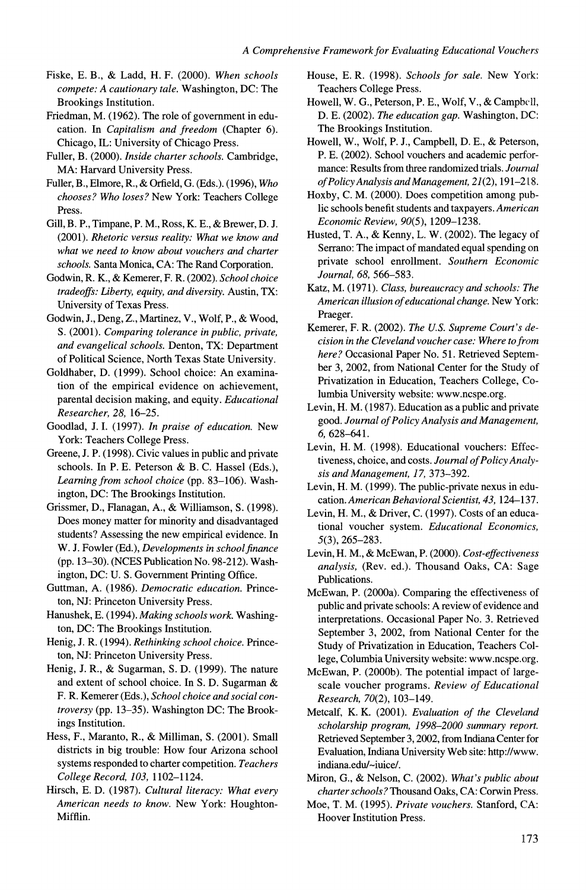Fiske, E. B., & Ladd, H. F. (2000). *When schools compete: A cautionary tale.* Washington, DC: The Brookings Institution.

Friedman, M. (1962). The role of government in education. In *Capitalism and freedom* (Chapter 6). Chicago, IL: University of Chicago Press.

Fuller, B. (2000). *Inside charter schools.* Cambridge, MA: Harvard University Press.

Fuller, B., Elmore, R., & Orfield, G. (Eds.). (1996), *Who chooses? Who loses?* New York: Teachers College Press.

Gill, B. P., Timpane, P. M., Ross, K. E., & Brewer, D. J. (2001). *Rhetoric versus reality: What we know and what we need to know about vouchers and charter schools.* Santa Monica, CA: The Rand Corporation.

Godwin, R. K., & Kemerer, F. R. (2002). *School choice tradeoffs: Liberty, equity, and diversity.* Austin, TX: University of Texas Press.

Godwin, J., Deng, Z., Martinez, V., Wolf, P., & Wood, S. (2001). *Comparing tolerance in public, private, and evangelical schools.* Denton, TX: Department of Political Science, North Texas State University.

Goldhaber, D. (1999). School choice: An examination of the empirical evidence on achievement, parental decision making, and equity. *Educational Researcher, 28,* 16–25.

Goodlad, J. I. (1997). *In praise of education.* New York: Teachers College Press.

Greene, J. P. (1998). Civic values in public and private schools. In P. E. Peterson & B. C. Hassel (Eds.), *Learning from school choice* (pp. 83–106). Washington, DC: The Brookings Institution.

Grissmer, D., Flanagan, A., & Williamson, S. (1998). Does money matter for minority and disadvantaged students? Assessing the new empirical evidence. In W. J. Fowler (Ed.), *Developments in school finance* (pp. 13–30). (NCES Publication No. 98-212). Washington, DC: U. S. Government Printing Office.

Guttman, A. (1986). *Democratic education.* Princeton, NJ: Princeton University Press.

Hanushek, E. (1994). *Making schools work.* Washington, DC: The Brookings Institution.

Henig, J. R. (1994). *Rethinking school choice.* Princeton, NJ: Princeton University Press.

Henig, J. R., & Sugarman, S. D. (1999). The nature and extent of school choice. In S. D. Sugarman & F. R. Kemerer (Eds.), *School choice and social controversy* (pp. 13–35). Washington DC: The Brookings Institution.

Hess, F., Maranto, R., & Milliman, S. (2001). Small districts in big trouble: How four Arizona school systems responded to charter competition. *Teachers College Record, 103,* 1102–1124.

Hirsch, E. D. (1987). *Cultural literacy: What every American needs to know.* New York: Houghton-Mifflin.

House, E. R. (1998). *Schools for sale.* New York: Teachers College Press.

Howell, W. G., Peterson, P. E., Wolf, V., & Campbell, D. E. (2002). *The education gap.* Washington, DC: The Brookings Institution.

Howell, W., Wolf, P. J., Campbell, D. E., & Peterson, P. E. (2002). School vouchers and academic performance: Results from three randomized trials. *Journal of Policy Analysis and Management, 21*(2), 191–218.

Hoxby, C. M. (2000). Does competition among public schools benefit students and taxpayers. *American Economic Review, 90*(5), 1209–1238.

Husted, T. A., & Kenny, L. W. (2002). The legacy of Serrano: The impact of mandated equal spending on private school enrollment. *Southern Economic Journal, 68,* 566–583.

Katz, M. (1971). *Class, bureaucracy and schools: The American illusion of educational change.* New York: Praeger.

Kemerer, F. R. (2002). *The U.S. Supreme Court's decision in the Cleveland voucher case: Where to from here?* Occasional Paper No. 51. Retrieved September 3, 2002, from National Center for the Study of Privatization in Education, Teachers College, Columbia University website: www.ncspe.org.

Levin, H. M. (1987). Education as a public and private good. *Journal of Policy Analysis and Management, 6,* 628–641.

Levin, H. M. (1998). Educational vouchers: Effectiveness, choice, and costs. *Journal of Policy Analysis and Management, 17,* 373–392.

Levin, H. M. (1999). The public-private nexus in education. *American Behavioral Scientist, 43,* 124–137.

Levin, H. M., & Driver, C. (1997). Costs of an educational voucher system. *Educational Economics, 5*(3), 265–283.

Levin, H. M., & McEwan, P. (2000). *Cost-effectiveness analysis,* (Rev. ed.). Thousand Oaks, CA: Sage Publications.

McEwan, P. (2000a). Comparing the effectiveness of public and private schools: A review of evidence and interpretations. Occasional Paper No. 3. Retrieved September 3, 2002, from National Center for the Study of Privatization in Education, Teachers College, Columbia University website: www.ncspe.org.

McEwan, P. (2000b). The potential impact of large-scale voucher programs. *Review of Educational Research, 70*(2), 103–149.

Metcalf, K. K. (2001). *Evaluation of the Cleveland scholarship program, 1998–2000 summary report.* Retrieved September 3, 2002, from Indiana Center for Evaluation, Indiana University Web site: http://www.indiana.edu/~iuice/.

Miron, G., & Nelson, C. (2002). *What's public about charter schools?* Thousand Oaks, CA: Corwin Press.

Moe, T. M. (1995). *Private vouchers.* Stanford, CA: Hoover Institution Press.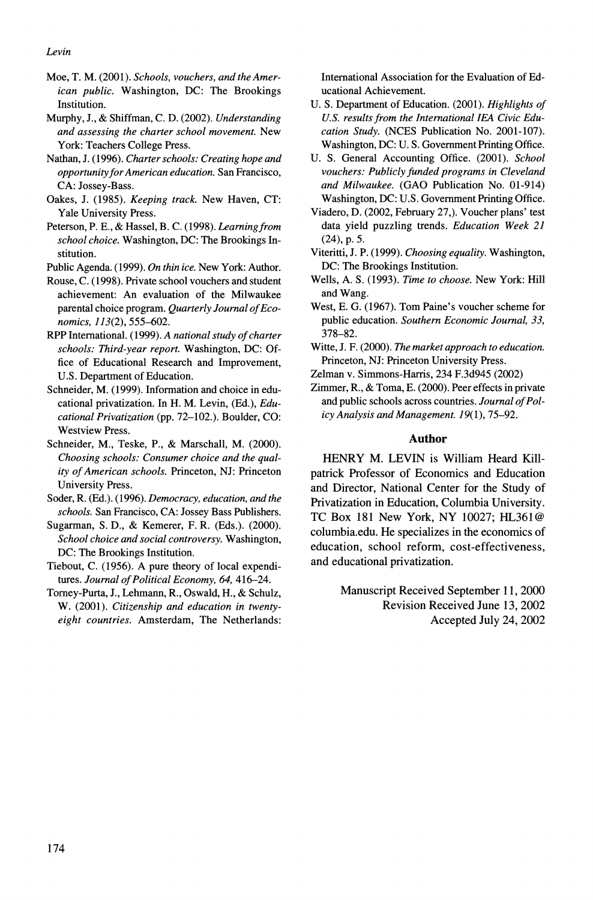Moe, T. M. (2001). *Schools, vouchers, and the American public.* Washington, DC: The Brookings Institution.

Murphy, J., & Shiffman, C. D. (2002). *Understanding and assessing the charter school movement.* New York: Teachers College Press.

Nathan, J. (1996). *Charter schools: Creating hope and opportunity for American education.* San Francisco, CA: Jossey-Bass.

Oakes, J. (1985). *Keeping track.* New Haven, CT: Yale University Press.

Peterson, P. E., & Hassel, B. C. (1998). *Learning from school choice.* Washington, DC: The Brookings Institution.

Public Agenda. (1999). *On thin ice.* New York: Author.

Rouse, C. (1998). Private school vouchers and student achievement: An evaluation of the Milwaukee parental choice program. *Quarterly Journal of Economics, 113*(2), 555–602.

RPP International. (1999). *A national study of charter schools: Third-year report.* Washington, DC: Office of Educational Research and Improvement, U.S. Department of Education.

Schneider, M. (1999). Information and choice in educational privatization. In H. M. Levin, (Ed.), *Educational Privatization* (pp. 72–102.). Boulder, CO: Westview Press.

Schneider, M., Teske, P., & Marschall, M. (2000). *Choosing schools: Consumer choice and the quality of American schools.* Princeton, NJ: Princeton University Press.

Soder, R. (Ed.). (1996). *Democracy, education, and the schools.* San Francisco, CA: Jossey Bass Publishers.

Sugarman, S. D., & Kemerer, F. R. (Eds.). (2000). *School choice and social controversy.* Washington, DC: The Brookings Institution.

Tiebout, C. (1956). A pure theory of local expenditures. *Journal of Political Economy, 64,* 416–24.

Torney-Purta, J., Lehmann, R., Oswald, H., & Schulz, W. (2001). *Citizenship and education in twenty-eight countries.* Amsterdam, The Netherlands: International Association for the Evaluation of Educational Achievement.

U. S. Department of Education. (2001). *Highlights of U.S. results from the International IEA Civic Education Study.* (NCES Publication No. 2001-107). Washington, DC: U. S. Government Printing Office.

U. S. General Accounting Office. (2001). *School vouchers: Publicly funded programs in Cleveland and Milwaukee.* (GAO Publication No. 01-914) Washington, DC: U.S. Government Printing Office.

Viadero, D. (2002, February 27,). Voucher plans' test data yield puzzling trends. *Education Week 21* (24), p. 5.

Viteritti, J. P. (1999). *Choosing equality.* Washington, DC: The Brookings Institution.

Wells, A. S. (1993). *Time to choose.* New York: Hill and Wang.

West, E. G. (1967). Tom Paine's voucher scheme for public education. *Southern Economic Journal, 33,* 378–82.

Witte, J. F. (2000). *The market approach to education.* Princeton, NJ: Princeton University Press.

Zelman v. Simmons-Harris, 234 F.3d945 (2002)

Zimmer, R., & Toma, E. (2000). Peer effects in private and public schools across countries. *Journal of Policy Analysis and Management. 19*(1), 75–92.

## Author

HENRY M. LEVIN is William Heard Kilpatrick Professor of Economics and Education and Director, National Center for the Study of Privatization in Education, Columbia University. TC Box 181 New York, NY 10027; HL361@columbia.edu. He specializes in the economics of education, school reform, cost-effectiveness, and educational privatization.

Manuscript Received September 11, 2000
Revision Received June 13, 2002
Accepted July 24, 2002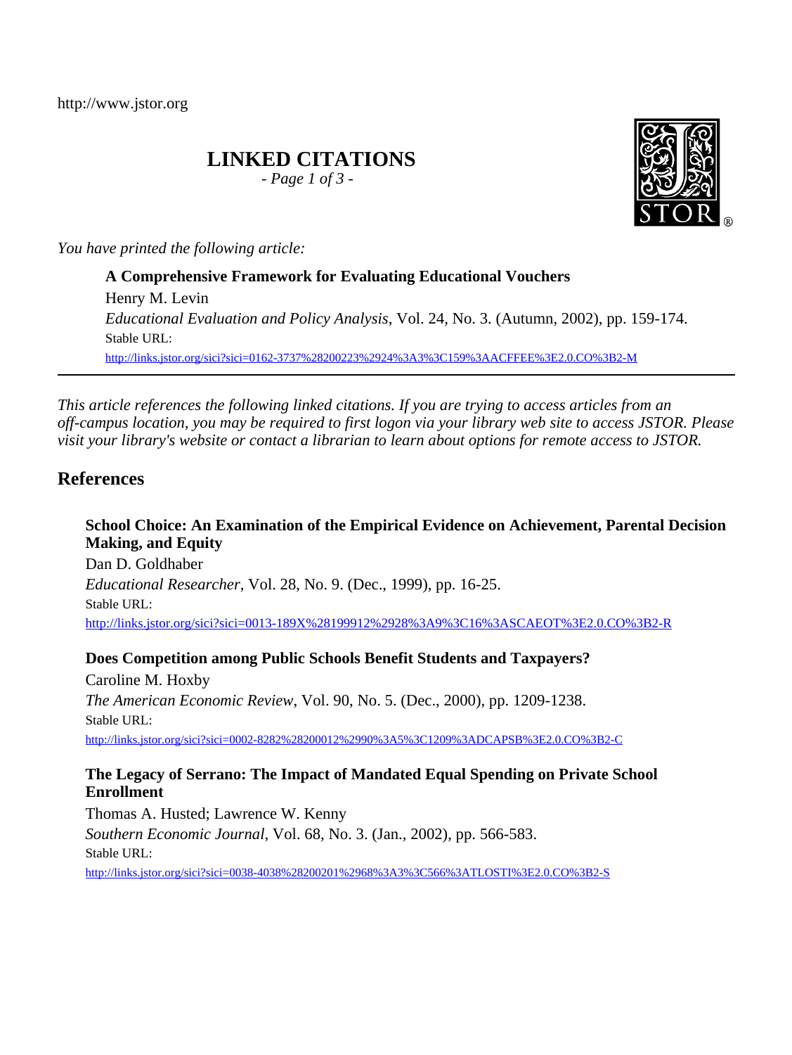http://www.jstor.org

# LINKED CITATIONS

*- Page 1 of 3 -*

*You have printed the following article:*

**A Comprehensive Framework for Evaluating Educational Vouchers**
Henry M. Levin
*Educational Evaluation and Policy Analysis*, Vol. 24, No. 3. (Autumn, 2002), pp. 159-174.
Stable URL:
http://links.jstor.org/sici?sici=0162-3737%28200223%2924%3A3%3C159%3AACFFEE%3E2.0.CO%3B2-M

---

*This article references the following linked citations. If you are trying to access articles from an off-campus location, you may be required to first logon via your library web site to access JSTOR. Please visit your library's website or contact a librarian to learn about options for remote access to JSTOR.*

## References

**School Choice: An Examination of the Empirical Evidence on Achievement, Parental Decision Making, and Equity**
Dan D. Goldhaber
*Educational Researcher*, Vol. 28, No. 9. (Dec., 1999), pp. 16-25.
Stable URL:
http://links.jstor.org/sici?sici=0013-189X%28199912%2928%3A9%3C16%3ASCAEOT%3E2.0.CO%3B2-R

**Does Competition among Public Schools Benefit Students and Taxpayers?**
Caroline M. Hoxby
*The American Economic Review*, Vol. 90, No. 5. (Dec., 2000), pp. 1209-1238.
Stable URL:
http://links.jstor.org/sici?sici=0002-8282%28200012%2990%3A5%3C1209%3ADCAPSB%3E2.0.CO%3B2-C

**The Legacy of Serrano: The Impact of Mandated Equal Spending on Private School Enrollment**
Thomas A. Husted; Lawrence W. Kenny
*Southern Economic Journal*, Vol. 68, No. 3. (Jan., 2002), pp. 566-583.
Stable URL:
http://links.jstor.org/sici?sici=0038-4038%28200201%2968%3A3%3C566%3ATLOSTI%3E2.0.CO%3B2-S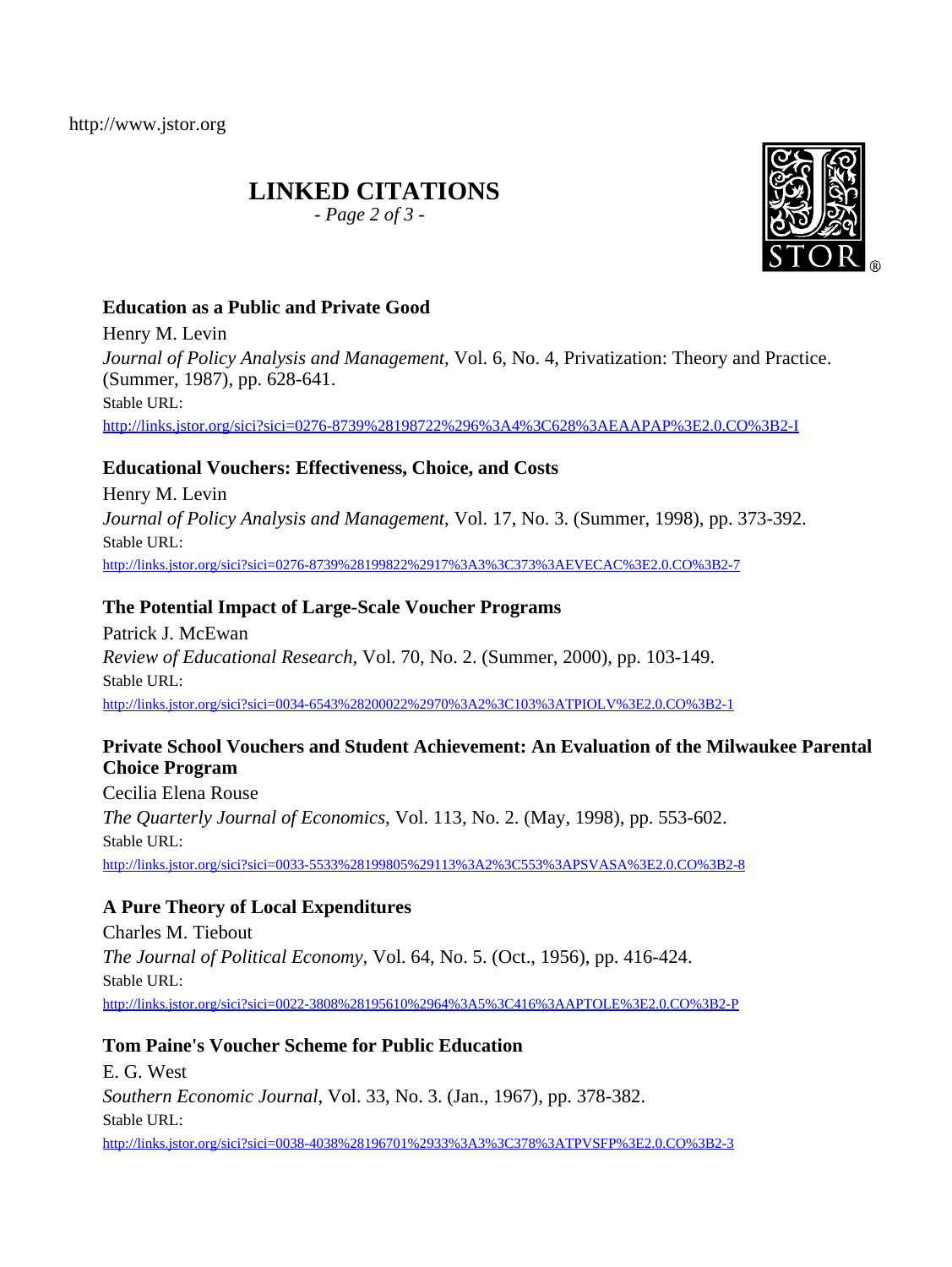http://www.jstor.org

# LINKED CITATIONS

### Education as a Public and Private Good

Henry M. Levin

*Journal of Policy Analysis and Management*, Vol. 6, No. 4, Privatization: Theory and Practice. (Summer, 1987), pp. 628-641.

Stable URL:

http://links.jstor.org/sici?sici=0276-8739%28198722%296%3A4%3C628%3AEAAPAP%3E2.0.CO%3B2-I

### Educational Vouchers: Effectiveness, Choice, and Costs

Henry M. Levin

*Journal of Policy Analysis and Management*, Vol. 17, No. 3. (Summer, 1998), pp. 373-392.

Stable URL:

http://links.jstor.org/sici?sici=0276-8739%28199822%2917%3A3%3C373%3AEVECAC%3E2.0.CO%3B2-7

### The Potential Impact of Large-Scale Voucher Programs

Patrick J. McEwan

*Review of Educational Research*, Vol. 70, No. 2. (Summer, 2000), pp. 103-149.

Stable URL:

http://links.jstor.org/sici?sici=0034-6543%28200022%2970%3A2%3C103%3ATPIOLV%3E2.0.CO%3B2-1

### Private School Vouchers and Student Achievement: An Evaluation of the Milwaukee Parental Choice Program

Cecilia Elena Rouse

*The Quarterly Journal of Economics*, Vol. 113, No. 2. (May, 1998), pp. 553-602.

Stable URL:

http://links.jstor.org/sici?sici=0033-5533%28199805%29113%3A2%3C553%3APSVASA%3E2.0.CO%3B2-8

### A Pure Theory of Local Expenditures

Charles M. Tiebout

*The Journal of Political Economy*, Vol. 64, No. 5. (Oct., 1956), pp. 416-424.

Stable URL:

http://links.jstor.org/sici?sici=0022-3808%28195610%2964%3A5%3C416%3AAPTOLE%3E2.0.CO%3B2-P

### Tom Paine's Voucher Scheme for Public Education

E. G. West

*Southern Economic Journal*, Vol. 33, No. 3. (Jan., 1967), pp. 378-382.

Stable URL:

http://links.jstor.org/sici?sici=0038-4038%28196701%2933%3A3%3C378%3ATPVSFP%3E2.0.CO%3B2-3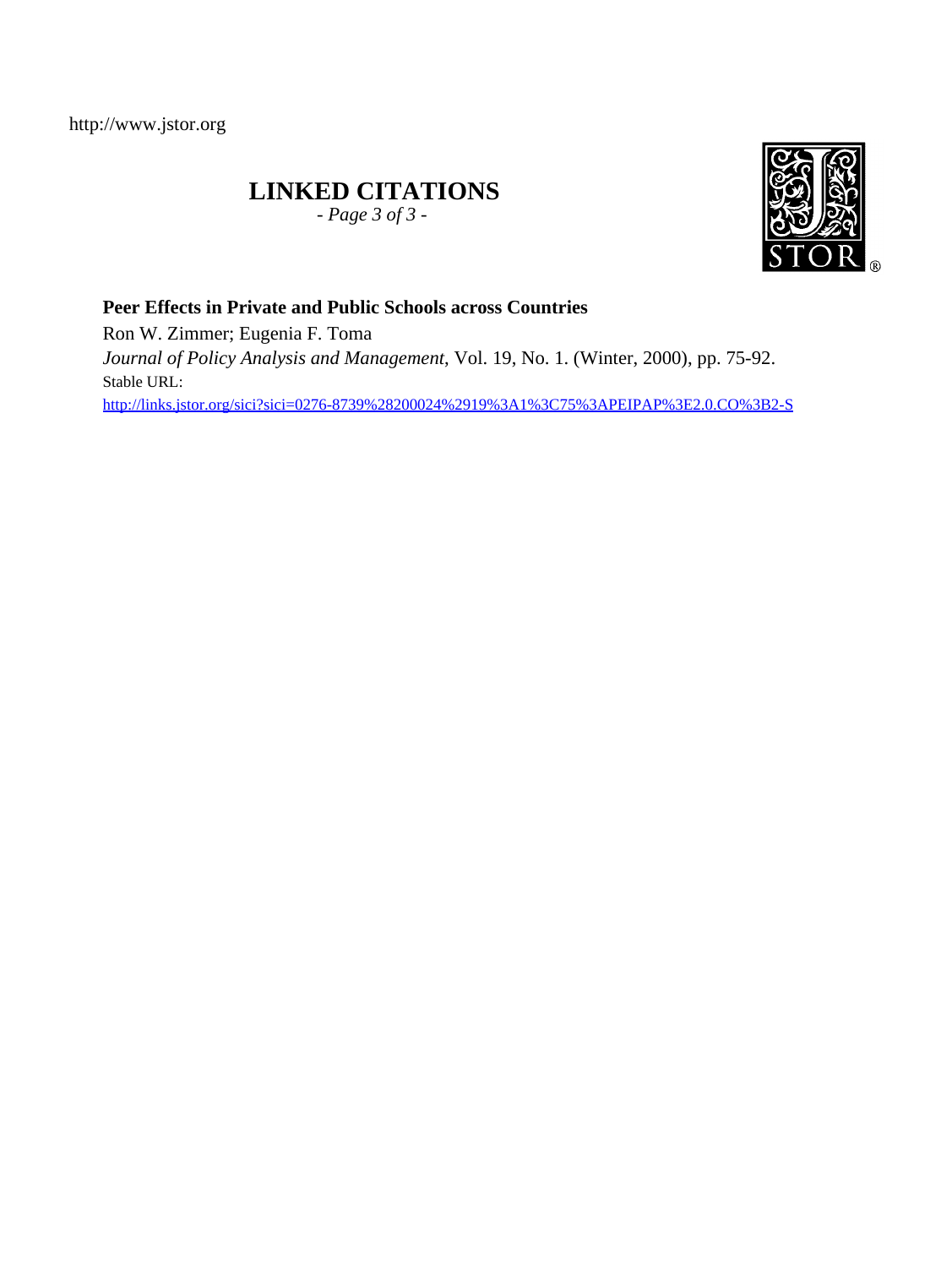http://www.jstor.org

# LINKED CITATIONS

*- Page 3 of 3 -*

**Peer Effects in Private and Public Schools across Countries**

Ron W. Zimmer; Eugenia F. Toma

*Journal of Policy Analysis and Management*, Vol. 19, No. 1. (Winter, 2000), pp. 75-92.

Stable URL:

http://links.jstor.org/sici?sici=0276-8739%28200024%2919%3A1%3C75%3APEIPAP%3E2.0.CO%3B2-S